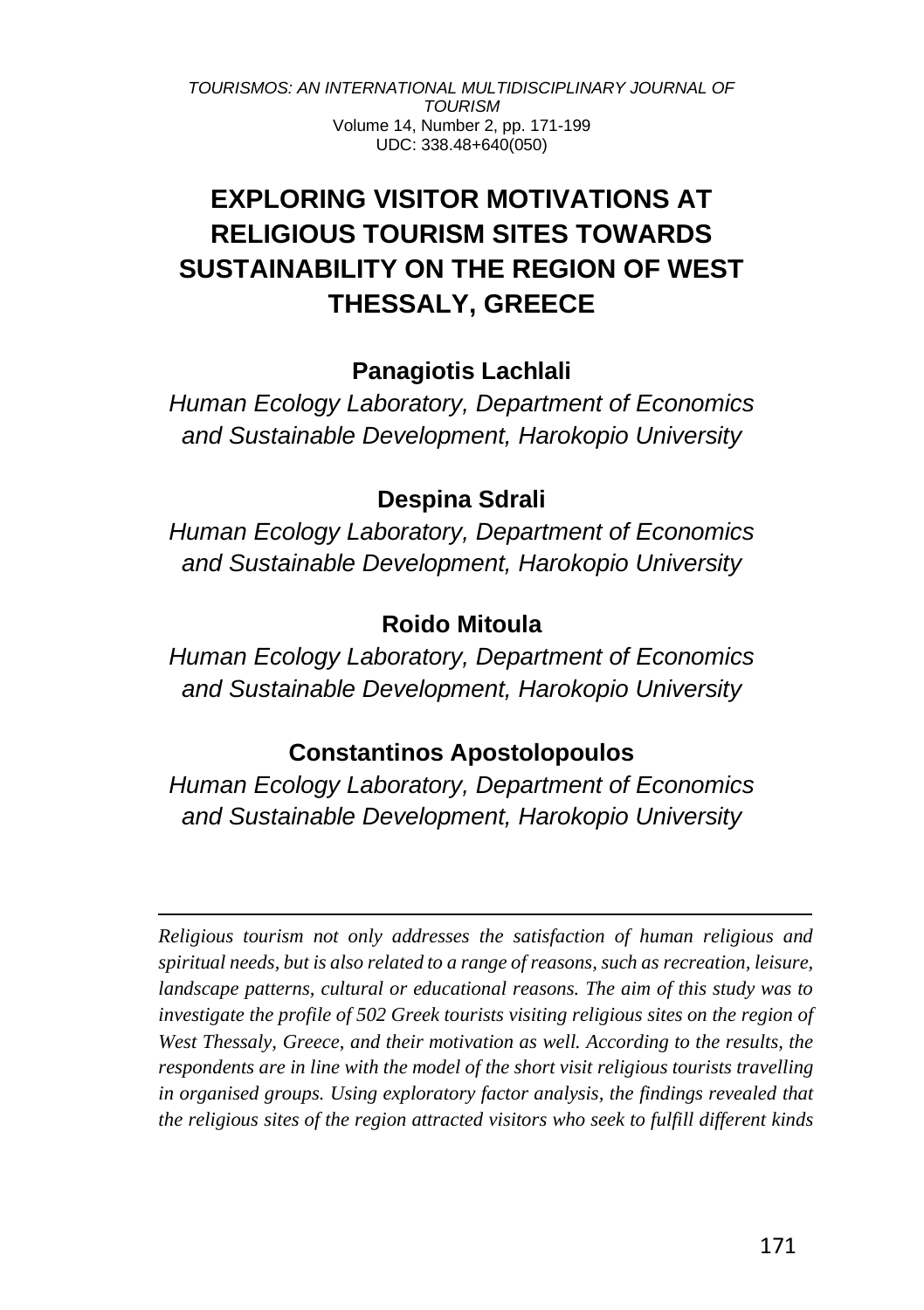# EXPLORING VISITOR MOTIVATIONS AT RELIGIOUS TOURISM SITES TOWARDS SUSTAINABILITY ON THE REGION OF WEST THESSALY, GREECE

**Panagiotis Lachlali**

*Human Ecology Laboratory, Department of Economics and Sustainable Development, Harokopio University*

**Despina Sdrali**

*Human Ecology Laboratory, Department of Economics and Sustainable Development, Harokopio University*

**Roido Mitoula**

*Human Ecology Laboratory, Department of Economics and Sustainable Development, Harokopio University*

**Constantinos Apostolopoulos**

*Human Ecology Laboratory, Department of Economics and Sustainable Development, Harokopio University*

---

*Religious tourism not only addresses the satisfaction of human religious and spiritual needs, but is also related to a range of reasons, such as recreation, leisure, landscape patterns, cultural or educational reasons. The aim of this study was to investigate the profile of 502 Greek tourists visiting religious sites on the region of West Thessaly, Greece, and their motivation as well. According to the results, the respondents are in line with the model of the short visit religious tourists travelling in organised groups. Using exploratory factor analysis, the findings revealed that the religious sites of the region attracted visitors who seek to fulfill different kinds*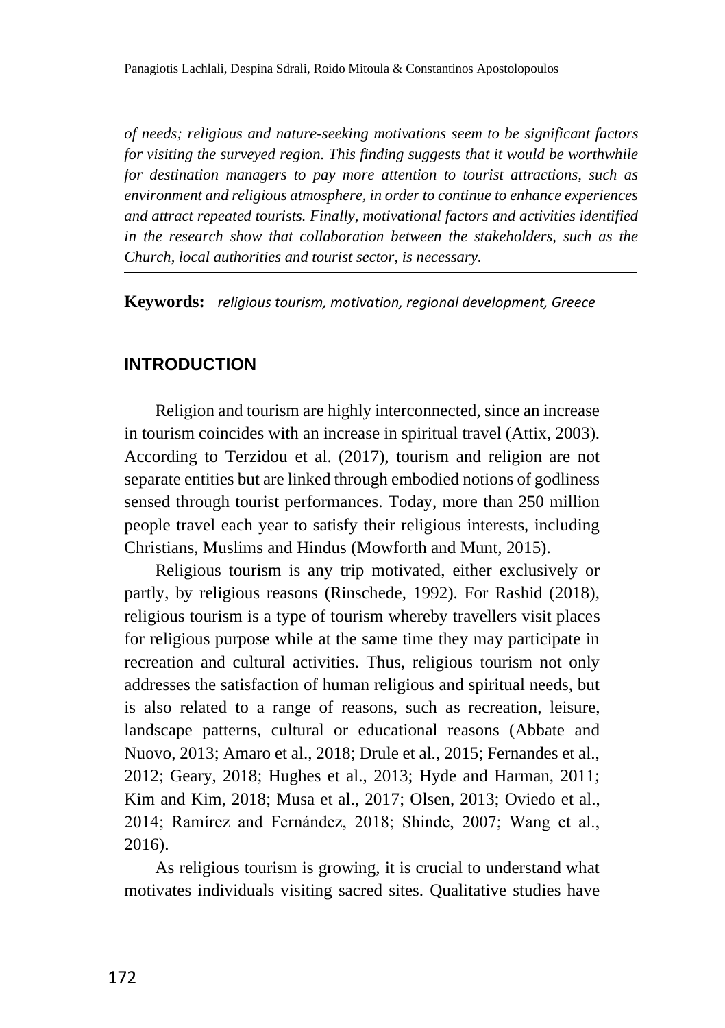*of needs; religious and nature-seeking motivations seem to be significant factors for visiting the surveyed region. This finding suggests that it would be worthwhile for destination managers to pay more attention to tourist attractions, such as environment and religious atmosphere, in order to continue to enhance experiences and attract repeated tourists. Finally, motivational factors and activities identified in the research show that collaboration between the stakeholders, such as the Church, local authorities and tourist sector, is necessary.*

**Keywords:** *religious tourism, motivation, regional development, Greece*

## INTRODUCTION

Religion and tourism are highly interconnected, since an increase in tourism coincides with an increase in spiritual travel (Attix, 2003). According to Terzidou et al. (2017), tourism and religion are not separate entities but are linked through embodied notions of godliness sensed through tourist performances. Today, more than 250 million people travel each year to satisfy their religious interests, including Christians, Muslims and Hindus (Mowforth and Munt, 2015).

Religious tourism is any trip motivated, either exclusively or partly, by religious reasons (Rinschede, 1992). For Rashid (2018), religious tourism is a type of tourism whereby travellers visit places for religious purpose while at the same time they may participate in recreation and cultural activities. Thus, religious tourism not only addresses the satisfaction of human religious and spiritual needs, but is also related to a range of reasons, such as recreation, leisure, landscape patterns, cultural or educational reasons (Abbate and Nuovo, 2013; Amaro et al., 2018; Drule et al., 2015; Fernandes et al., 2012; Geary, 2018; Hughes et al., 2013; Hyde and Harman, 2011; Kim and Kim, 2018; Musa et al., 2017; Olsen, 2013; Oviedo et al., 2014; Ramírez and Fernández, 2018; Shinde, 2007; Wang et al., 2016).

As religious tourism is growing, it is crucial to understand what motivates individuals visiting sacred sites. Qualitative studies have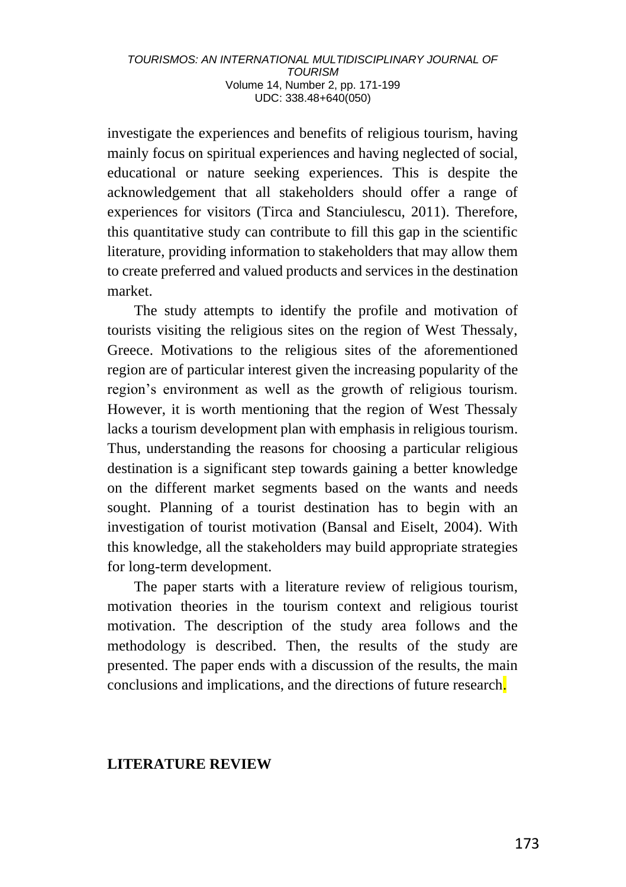investigate the experiences and benefits of religious tourism, having mainly focus on spiritual experiences and having neglected of social, educational or nature seeking experiences. This is despite the acknowledgement that all stakeholders should offer a range of experiences for visitors (Tirca and Stanciulescu, 2011). Therefore, this quantitative study can contribute to fill this gap in the scientific literature, providing information to stakeholders that may allow them to create preferred and valued products and services in the destination market.

The study attempts to identify the profile and motivation of tourists visiting the religious sites on the region of West Thessaly, Greece. Motivations to the religious sites of the aforementioned region are of particular interest given the increasing popularity of the region's environment as well as the growth of religious tourism. However, it is worth mentioning that the region of West Thessaly lacks a tourism development plan with emphasis in religious tourism. Thus, understanding the reasons for choosing a particular religious destination is a significant step towards gaining a better knowledge on the different market segments based on the wants and needs sought. Planning of a tourist destination has to begin with an investigation of tourist motivation (Bansal and Eiselt, 2004). With this knowledge, all the stakeholders may build appropriate strategies for long-term development.

The paper starts with a literature review of religious tourism, motivation theories in the tourism context and religious tourist motivation. The description of the study area follows and the methodology is described. Then, the results of the study are presented. The paper ends with a discussion of the results, the main conclusions and implications, and the directions of future research.

## LITERATURE REVIEW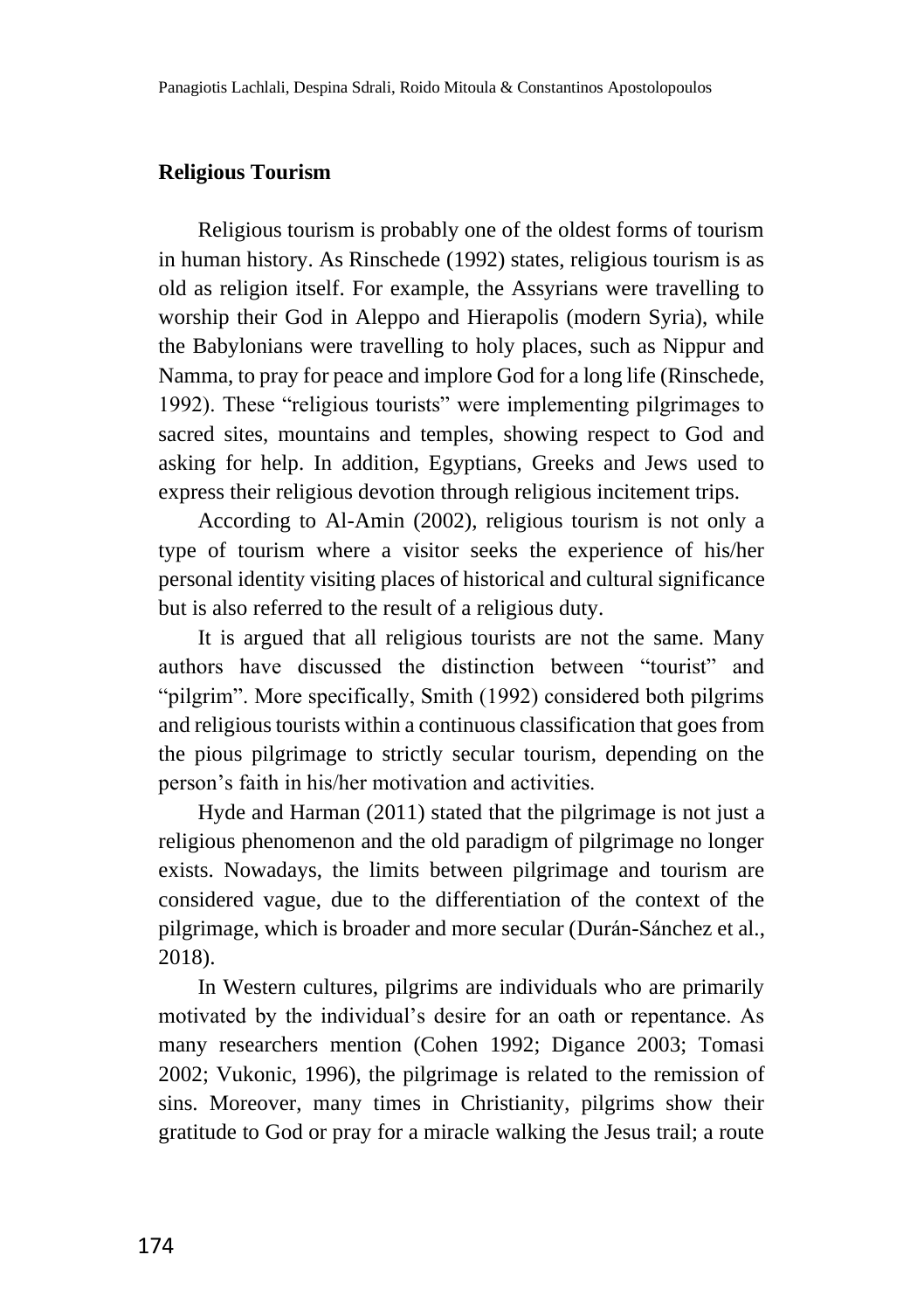## Religious Tourism

Religious tourism is probably one of the oldest forms of tourism in human history. As Rinschede (1992) states, religious tourism is as old as religion itself. For example, the Assyrians were travelling to worship their God in Aleppo and Hierapolis (modern Syria), while the Babylonians were travelling to holy places, such as Nippur and Namma, to pray for peace and implore God for a long life (Rinschede, 1992). These "religious tourists" were implementing pilgrimages to sacred sites, mountains and temples, showing respect to God and asking for help. In addition, Egyptians, Greeks and Jews used to express their religious devotion through religious incitement trips.

According to Al-Amin (2002), religious tourism is not only a type of tourism where a visitor seeks the experience of his/her personal identity visiting places of historical and cultural significance but is also referred to the result of a religious duty.

It is argued that all religious tourists are not the same. Many authors have discussed the distinction between "tourist" and "pilgrim". More specifically, Smith (1992) considered both pilgrims and religious tourists within a continuous classification that goes from the pious pilgrimage to strictly secular tourism, depending on the person's faith in his/her motivation and activities.

Hyde and Harman (2011) stated that the pilgrimage is not just a religious phenomenon and the old paradigm of pilgrimage no longer exists. Nowadays, the limits between pilgrimage and tourism are considered vague, due to the differentiation of the context of the pilgrimage, which is broader and more secular (Durán-Sánchez et al., 2018).

In Western cultures, pilgrims are individuals who are primarily motivated by the individual's desire for an oath or repentance. As many researchers mention (Cohen 1992; Digance 2003; Tomasi 2002; Vukonic, 1996), the pilgrimage is related to the remission of sins. Moreover, many times in Christianity, pilgrims show their gratitude to God or pray for a miracle walking the Jesus trail; a route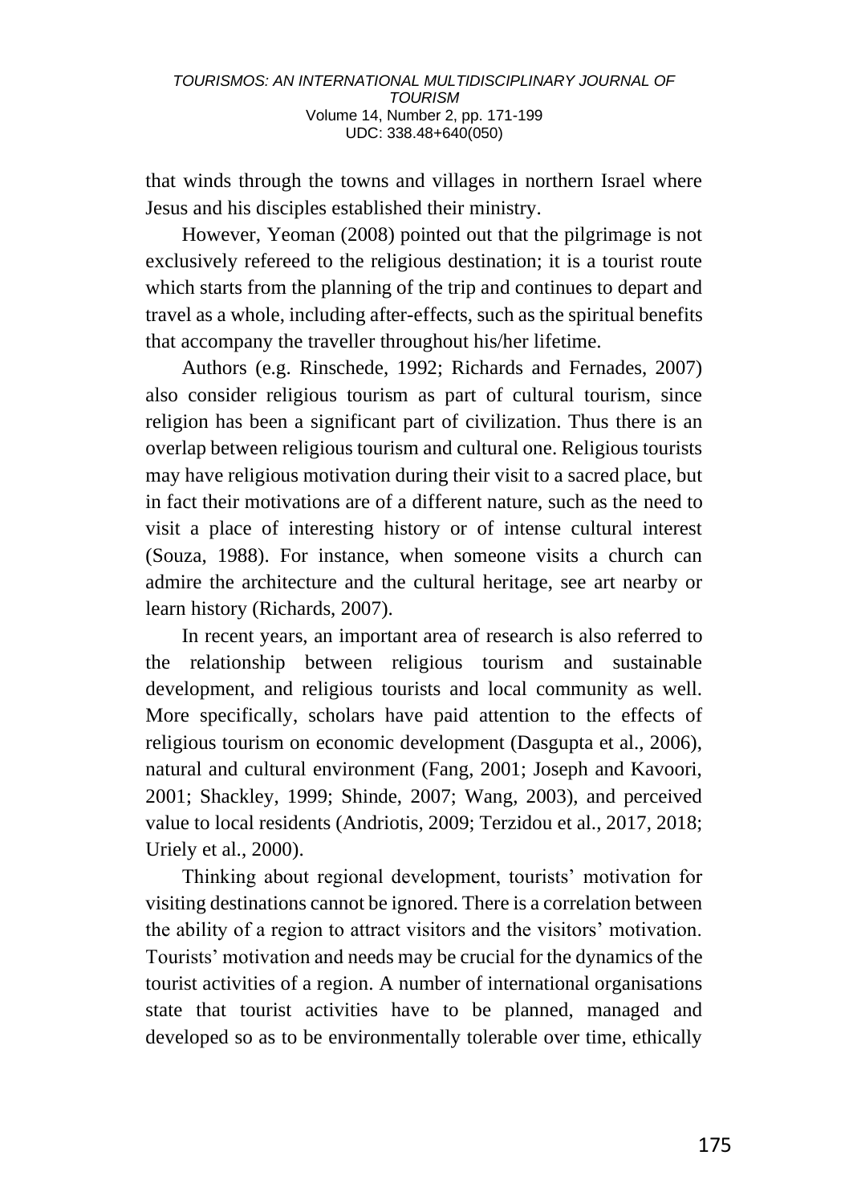that winds through the towns and villages in northern Israel where Jesus and his disciples established their ministry.

However, Yeoman (2008) pointed out that the pilgrimage is not exclusively refereed to the religious destination; it is a tourist route which starts from the planning of the trip and continues to depart and travel as a whole, including after-effects, such as the spiritual benefits that accompany the traveller throughout his/her lifetime.

Authors (e.g. Rinschede, 1992; Richards and Fernades, 2007) also consider religious tourism as part of cultural tourism, since religion has been a significant part of civilization. Thus there is an overlap between religious tourism and cultural one. Religious tourists may have religious motivation during their visit to a sacred place, but in fact their motivations are of a different nature, such as the need to visit a place of interesting history or of intense cultural interest (Souza, 1988). For instance, when someone visits a church can admire the architecture and the cultural heritage, see art nearby or learn history (Richards, 2007).

In recent years, an important area of research is also referred to the relationship between religious tourism and sustainable development, and religious tourists and local community as well. More specifically, scholars have paid attention to the effects of religious tourism on economic development (Dasgupta et al., 2006), natural and cultural environment (Fang, 2001; Joseph and Kavoori, 2001; Shackley, 1999; Shinde, 2007; Wang, 2003), and perceived value to local residents (Andriotis, 2009; Terzidou et al., 2017, 2018; Uriely et al., 2000).

Thinking about regional development, tourists' motivation for visiting destinations cannot be ignored. There is a correlation between the ability of a region to attract visitors and the visitors' motivation. Tourists' motivation and needs may be crucial for the dynamics of the tourist activities of a region. A number of international organisations state that tourist activities have to be planned, managed and developed so as to be environmentally tolerable over time, ethically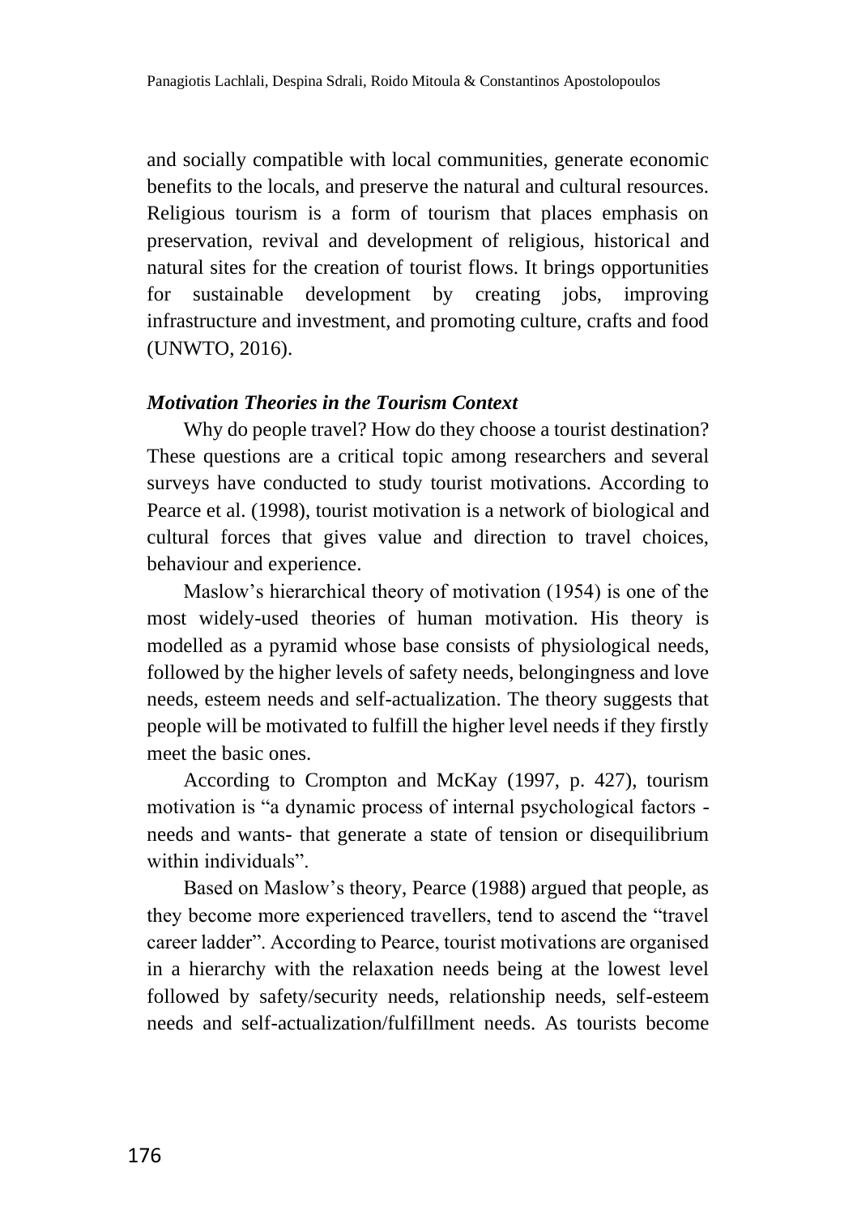and socially compatible with local communities, generate economic benefits to the locals, and preserve the natural and cultural resources. Religious tourism is a form of tourism that places emphasis on preservation, revival and development of religious, historical and natural sites for the creation of tourist flows. It brings opportunities for sustainable development by creating jobs, improving infrastructure and investment, and promoting culture, crafts and food (UNWTO, 2016).

### *Motivation Theories in the Tourism Context*

Why do people travel? How do they choose a tourist destination? These questions are a critical topic among researchers and several surveys have conducted to study tourist motivations. According to Pearce et al. (1998), tourist motivation is a network of biological and cultural forces that gives value and direction to travel choices, behaviour and experience.

Maslow's hierarchical theory of motivation (1954) is one of the most widely-used theories of human motivation. His theory is modelled as a pyramid whose base consists of physiological needs, followed by the higher levels of safety needs, belongingness and love needs, esteem needs and self-actualization. The theory suggests that people will be motivated to fulfill the higher level needs if they firstly meet the basic ones.

According to Crompton and McKay (1997, p. 427), tourism motivation is "a dynamic process of internal psychological factors - needs and wants- that generate a state of tension or disequilibrium within individuals".

Based on Maslow's theory, Pearce (1988) argued that people, as they become more experienced travellers, tend to ascend the "travel career ladder". According to Pearce, tourist motivations are organised in a hierarchy with the relaxation needs being at the lowest level followed by safety/security needs, relationship needs, self-esteem needs and self-actualization/fulfillment needs. As tourists become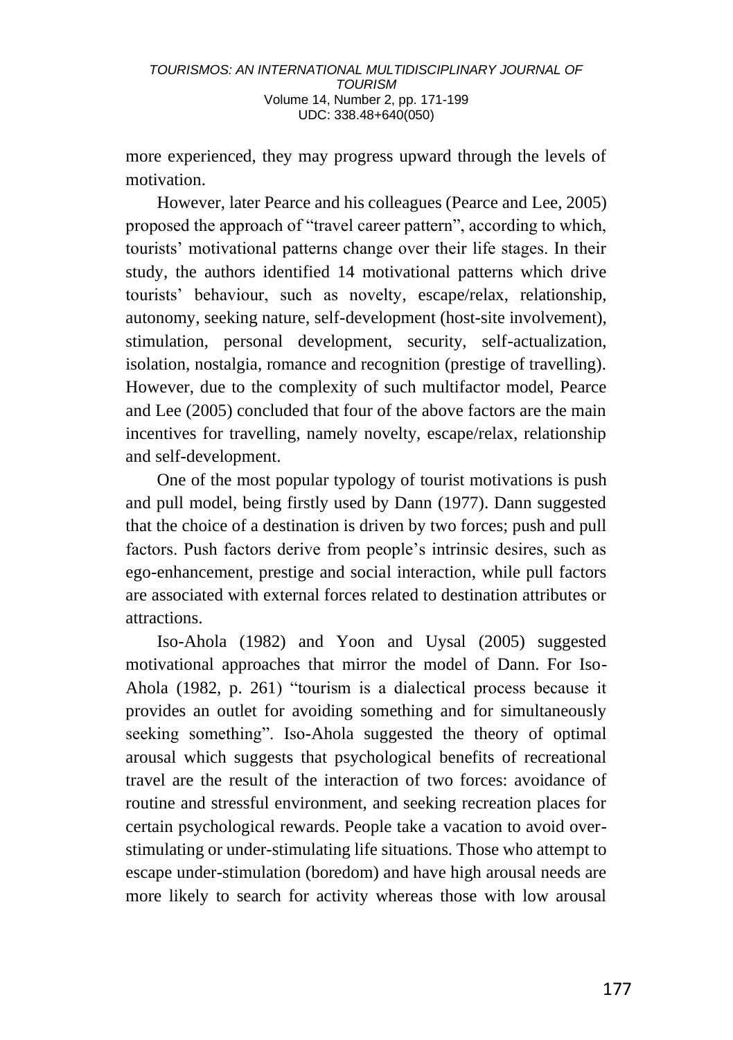more experienced, they may progress upward through the levels of motivation.

However, later Pearce and his colleagues (Pearce and Lee, 2005) proposed the approach of "travel career pattern", according to which, tourists' motivational patterns change over their life stages. In their study, the authors identified 14 motivational patterns which drive tourists' behaviour, such as novelty, escape/relax, relationship, autonomy, seeking nature, self-development (host-site involvement), stimulation, personal development, security, self-actualization, isolation, nostalgia, romance and recognition (prestige of travelling). However, due to the complexity of such multifactor model, Pearce and Lee (2005) concluded that four of the above factors are the main incentives for travelling, namely novelty, escape/relax, relationship and self-development.

One of the most popular typology of tourist motivations is push and pull model, being firstly used by Dann (1977). Dann suggested that the choice of a destination is driven by two forces; push and pull factors. Push factors derive from people's intrinsic desires, such as ego-enhancement, prestige and social interaction, while pull factors are associated with external forces related to destination attributes or attractions.

Iso-Ahola (1982) and Yoon and Uysal (2005) suggested motivational approaches that mirror the model of Dann. For Iso-Ahola (1982, p. 261) "tourism is a dialectical process because it provides an outlet for avoiding something and for simultaneously seeking something". Iso-Ahola suggested the theory of optimal arousal which suggests that psychological benefits of recreational travel are the result of the interaction of two forces: avoidance of routine and stressful environment, and seeking recreation places for certain psychological rewards. People take a vacation to avoid over-stimulating or under-stimulating life situations. Those who attempt to escape under-stimulation (boredom) and have high arousal needs are more likely to search for activity whereas those with low arousal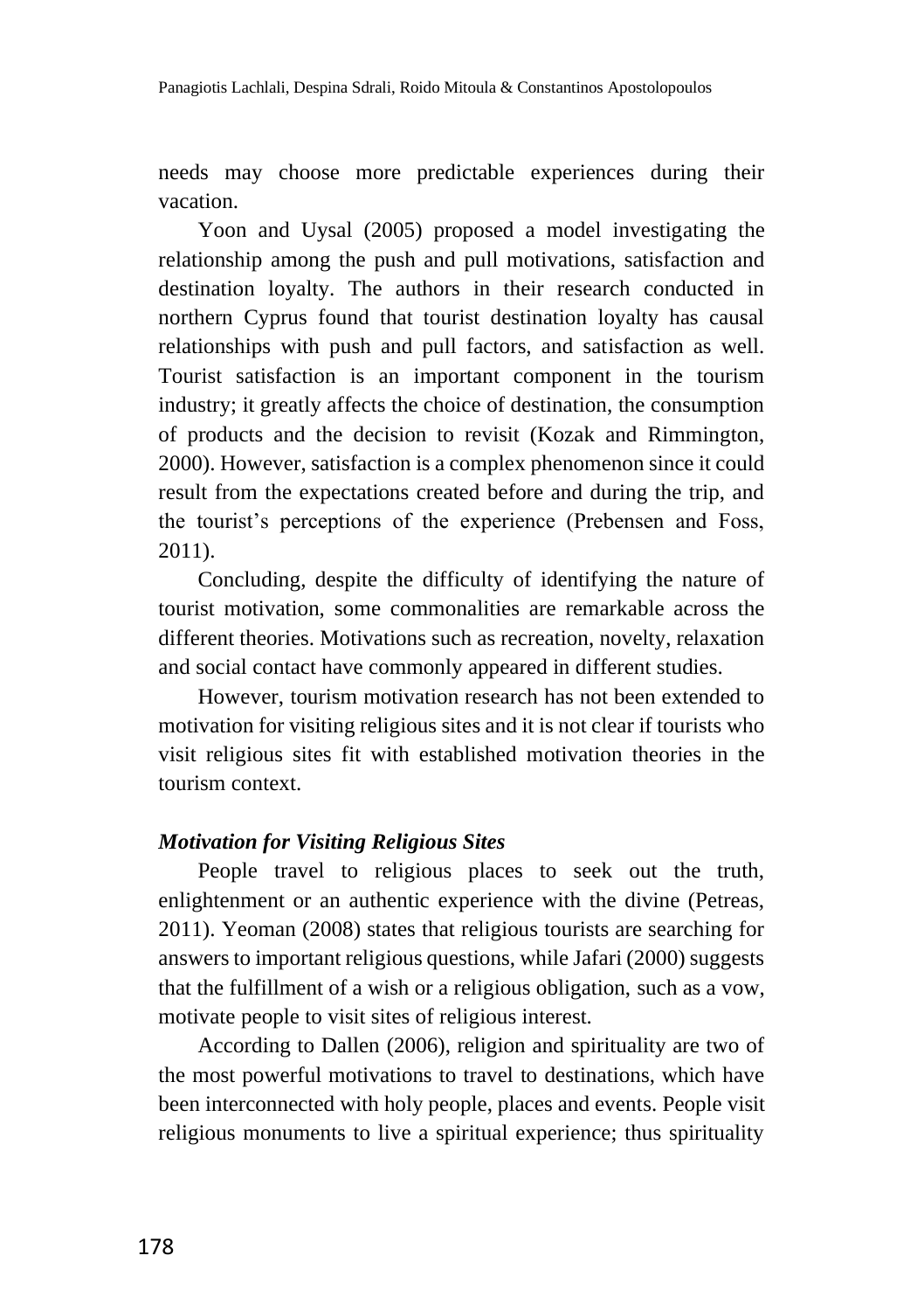needs may choose more predictable experiences during their vacation.

Yoon and Uysal (2005) proposed a model investigating the relationship among the push and pull motivations, satisfaction and destination loyalty. The authors in their research conducted in northern Cyprus found that tourist destination loyalty has causal relationships with push and pull factors, and satisfaction as well. Tourist satisfaction is an important component in the tourism industry; it greatly affects the choice of destination, the consumption of products and the decision to revisit (Kozak and Rimmington, 2000). However, satisfaction is a complex phenomenon since it could result from the expectations created before and during the trip, and the tourist's perceptions of the experience (Prebensen and Foss, 2011).

Concluding, despite the difficulty of identifying the nature of tourist motivation, some commonalities are remarkable across the different theories. Motivations such as recreation, novelty, relaxation and social contact have commonly appeared in different studies.

However, tourism motivation research has not been extended to motivation for visiting religious sites and it is not clear if tourists who visit religious sites fit with established motivation theories in the tourism context.

### *Motivation for Visiting Religious Sites*

People travel to religious places to seek out the truth, enlightenment or an authentic experience with the divine (Petreas, 2011). Yeoman (2008) states that religious tourists are searching for answers to important religious questions, while Jafari (2000) suggests that the fulfillment of a wish or a religious obligation, such as a vow, motivate people to visit sites of religious interest.

According to Dallen (2006), religion and spirituality are two of the most powerful motivations to travel to destinations, which have been interconnected with holy people, places and events. People visit religious monuments to live a spiritual experience; thus spirituality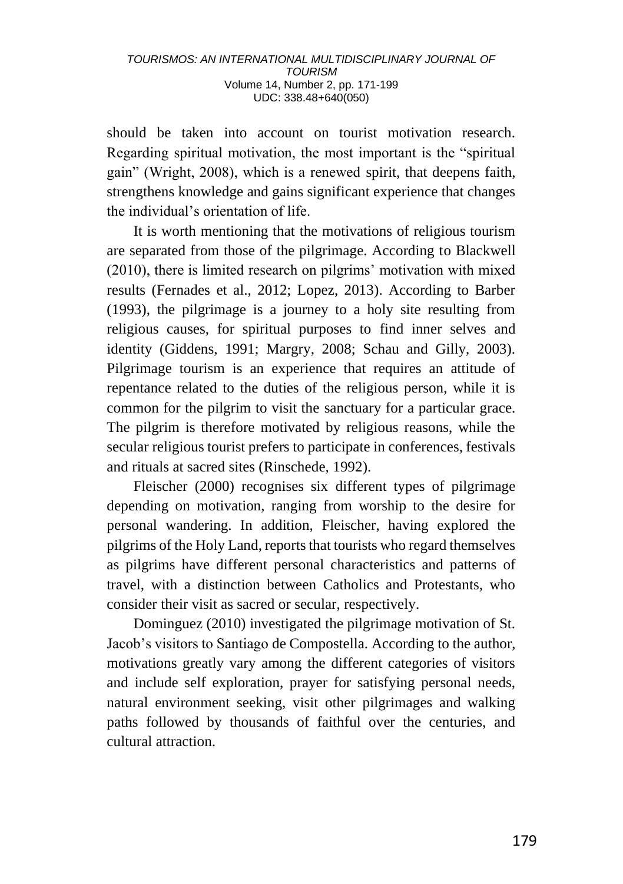should be taken into account on tourist motivation research. Regarding spiritual motivation, the most important is the "spiritual gain" (Wright, 2008), which is a renewed spirit, that deepens faith, strengthens knowledge and gains significant experience that changes the individual's orientation of life.

It is worth mentioning that the motivations of religious tourism are separated from those of the pilgrimage. According to Blackwell (2010), there is limited research on pilgrims' motivation with mixed results (Fernades et al., 2012; Lopez, 2013). According to Barber (1993), the pilgrimage is a journey to a holy site resulting from religious causes, for spiritual purposes to find inner selves and identity (Giddens, 1991; Margry, 2008; Schau and Gilly, 2003). Pilgrimage tourism is an experience that requires an attitude of repentance related to the duties of the religious person, while it is common for the pilgrim to visit the sanctuary for a particular grace. The pilgrim is therefore motivated by religious reasons, while the secular religious tourist prefers to participate in conferences, festivals and rituals at sacred sites (Rinschede, 1992).

Fleischer (2000) recognises six different types of pilgrimage depending on motivation, ranging from worship to the desire for personal wandering. In addition, Fleischer, having explored the pilgrims of the Holy Land, reports that tourists who regard themselves as pilgrims have different personal characteristics and patterns of travel, with a distinction between Catholics and Protestants, who consider their visit as sacred or secular, respectively.

Dominguez (2010) investigated the pilgrimage motivation of St. Jacob's visitors to Santiago de Compostella. According to the author, motivations greatly vary among the different categories of visitors and include self exploration, prayer for satisfying personal needs, natural environment seeking, visit other pilgrimages and walking paths followed by thousands of faithful over the centuries, and cultural attraction.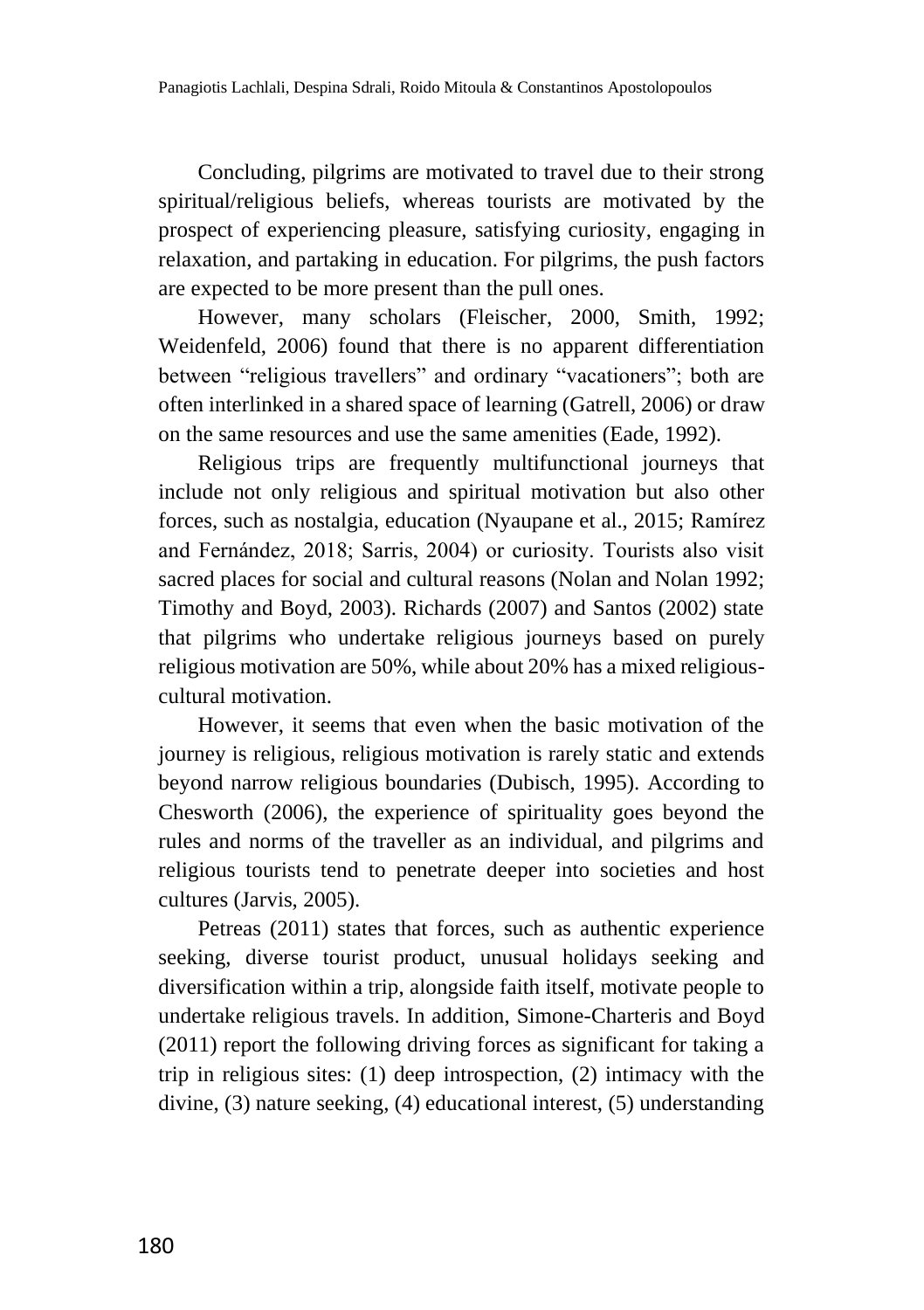Concluding, pilgrims are motivated to travel due to their strong spiritual/religious beliefs, whereas tourists are motivated by the prospect of experiencing pleasure, satisfying curiosity, engaging in relaxation, and partaking in education. For pilgrims, the push factors are expected to be more present than the pull ones.

However, many scholars (Fleischer, 2000, Smith, 1992; Weidenfeld, 2006) found that there is no apparent differentiation between "religious travellers" and ordinary "vacationers"; both are often interlinked in a shared space of learning (Gatrell, 2006) or draw on the same resources and use the same amenities (Eade, 1992).

Religious trips are frequently multifunctional journeys that include not only religious and spiritual motivation but also other forces, such as nostalgia, education (Nyaupane et al., 2015; Ramírez and Fernández, 2018; Sarris, 2004) or curiosity. Tourists also visit sacred places for social and cultural reasons (Nolan and Nolan 1992; Timothy and Boyd, 2003). Richards (2007) and Santos (2002) state that pilgrims who undertake religious journeys based on purely religious motivation are 50%, while about 20% has a mixed religious-cultural motivation.

However, it seems that even when the basic motivation of the journey is religious, religious motivation is rarely static and extends beyond narrow religious boundaries (Dubisch, 1995). According to Chesworth (2006), the experience of spirituality goes beyond the rules and norms of the traveller as an individual, and pilgrims and religious tourists tend to penetrate deeper into societies and host cultures (Jarvis, 2005).

Petreas (2011) states that forces, such as authentic experience seeking, diverse tourist product, unusual holidays seeking and diversification within a trip, alongside faith itself, motivate people to undertake religious travels. In addition, Simone-Charteris and Boyd (2011) report the following driving forces as significant for taking a trip in religious sites: (1) deep introspection, (2) intimacy with the divine, (3) nature seeking, (4) educational interest, (5) understanding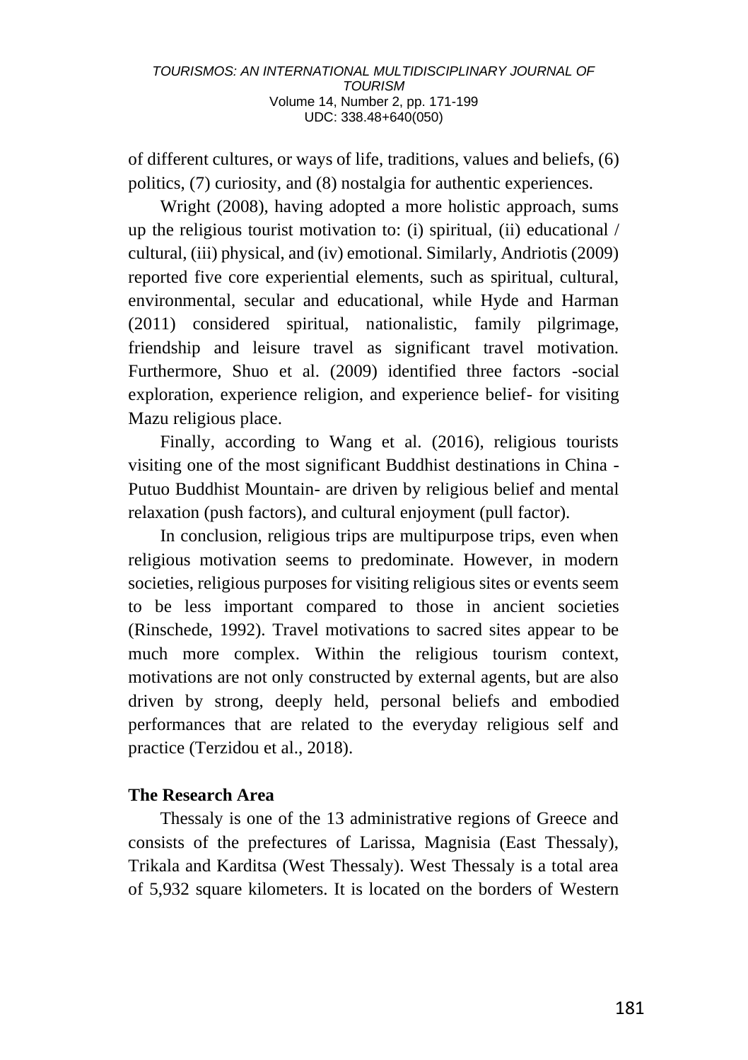of different cultures, or ways of life, traditions, values and beliefs, (6) politics, (7) curiosity, and (8) nostalgia for authentic experiences.

Wright (2008), having adopted a more holistic approach, sums up the religious tourist motivation to: (i) spiritual, (ii) educational / cultural, (iii) physical, and (iv) emotional. Similarly, Andriotis (2009) reported five core experiential elements, such as spiritual, cultural, environmental, secular and educational, while Hyde and Harman (2011) considered spiritual, nationalistic, family pilgrimage, friendship and leisure travel as significant travel motivation. Furthermore, Shuo et al. (2009) identified three factors -social exploration, experience religion, and experience belief- for visiting Mazu religious place.

Finally, according to Wang et al. (2016), religious tourists visiting one of the most significant Buddhist destinations in China -Putuo Buddhist Mountain- are driven by religious belief and mental relaxation (push factors), and cultural enjoyment (pull factor).

In conclusion, religious trips are multipurpose trips, even when religious motivation seems to predominate. However, in modern societies, religious purposes for visiting religious sites or events seem to be less important compared to those in ancient societies (Rinschede, 1992). Travel motivations to sacred sites appear to be much more complex. Within the religious tourism context, motivations are not only constructed by external agents, but are also driven by strong, deeply held, personal beliefs and embodied performances that are related to the everyday religious self and practice (Terzidou et al., 2018).

## The Research Area

Thessaly is one of the 13 administrative regions of Greece and consists of the prefectures of Larissa, Magnisia (East Thessaly), Trikala and Karditsa (West Thessaly). West Thessaly is a total area of 5,932 square kilometers. It is located on the borders of Western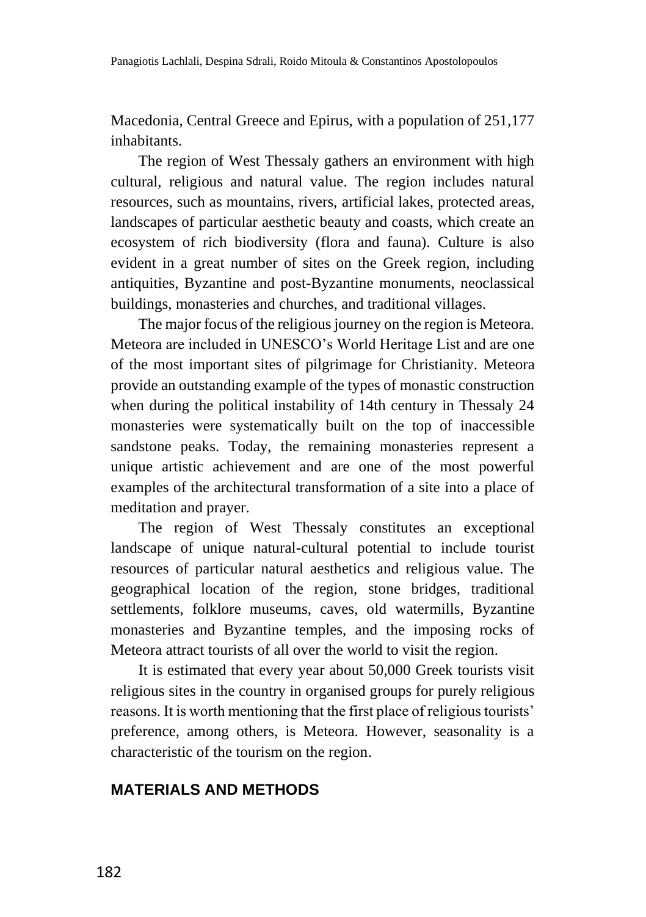Macedonia, Central Greece and Epirus, with a population of 251,177 inhabitants.

The region of West Thessaly gathers an environment with high cultural, religious and natural value. The region includes natural resources, such as mountains, rivers, artificial lakes, protected areas, landscapes of particular aesthetic beauty and coasts, which create an ecosystem of rich biodiversity (flora and fauna). Culture is also evident in a great number of sites on the Greek region, including antiquities, Byzantine and post-Byzantine monuments, neoclassical buildings, monasteries and churches, and traditional villages.

The major focus of the religious journey on the region is Meteora. Meteora are included in UNESCO's World Heritage List and are one of the most important sites of pilgrimage for Christianity. Meteora provide an outstanding example of the types of monastic construction when during the political instability of 14th century in Thessaly 24 monasteries were systematically built on the top of inaccessible sandstone peaks. Today, the remaining monasteries represent a unique artistic achievement and are one of the most powerful examples of the architectural transformation of a site into a place of meditation and prayer.

The region of West Thessaly constitutes an exceptional landscape of unique natural-cultural potential to include tourist resources of particular natural aesthetics and religious value. The geographical location of the region, stone bridges, traditional settlements, folklore museums, caves, old watermills, Byzantine monasteries and Byzantine temples, and the imposing rocks of Meteora attract tourists of all over the world to visit the region.

It is estimated that every year about 50,000 Greek tourists visit religious sites in the country in organised groups for purely religious reasons. It is worth mentioning that the first place of religious tourists' preference, among others, is Meteora. However, seasonality is a characteristic of the tourism on the region.

## MATERIALS AND METHODS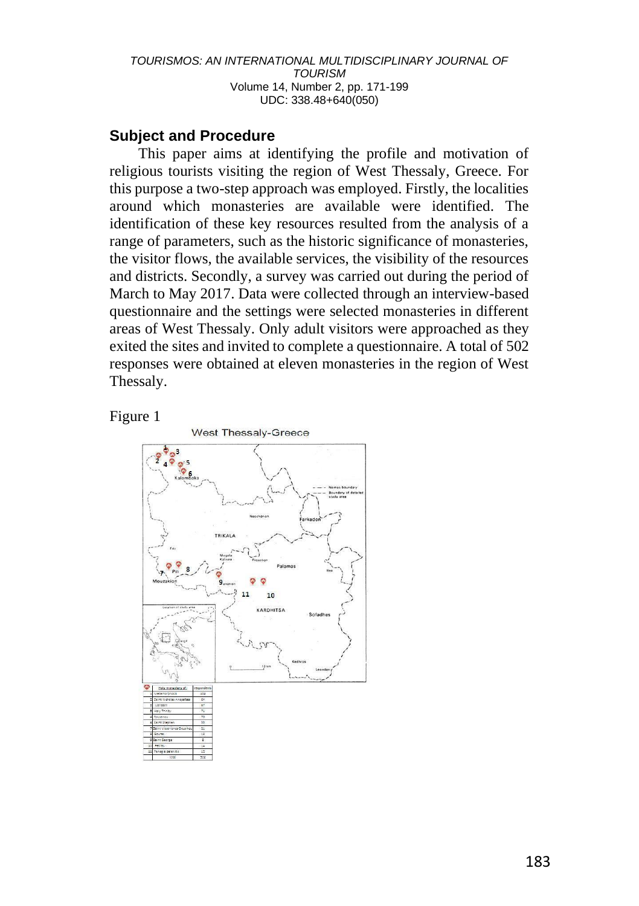## Subject and Procedure

This paper aims at identifying the profile and motivation of religious tourists visiting the region of West Thessaly, Greece. For this purpose a two-step approach was employed. Firstly, the localities around which monasteries are available were identified. The identification of these key resources resulted from the analysis of a range of parameters, such as the historic significance of monasteries, the visitor flows, the available services, the visibility of the resources and districts. Secondly, a survey was carried out during the period of March to May 2017. Data were collected through an interview-based questionnaire and the settings were selected monasteries in different areas of West Thessaly. Only adult visitors were approached as they exited the sites and invited to complete a questionnaire. A total of 502 responses were obtained at eleven monasteries in the region of West Thessaly.

Figure 1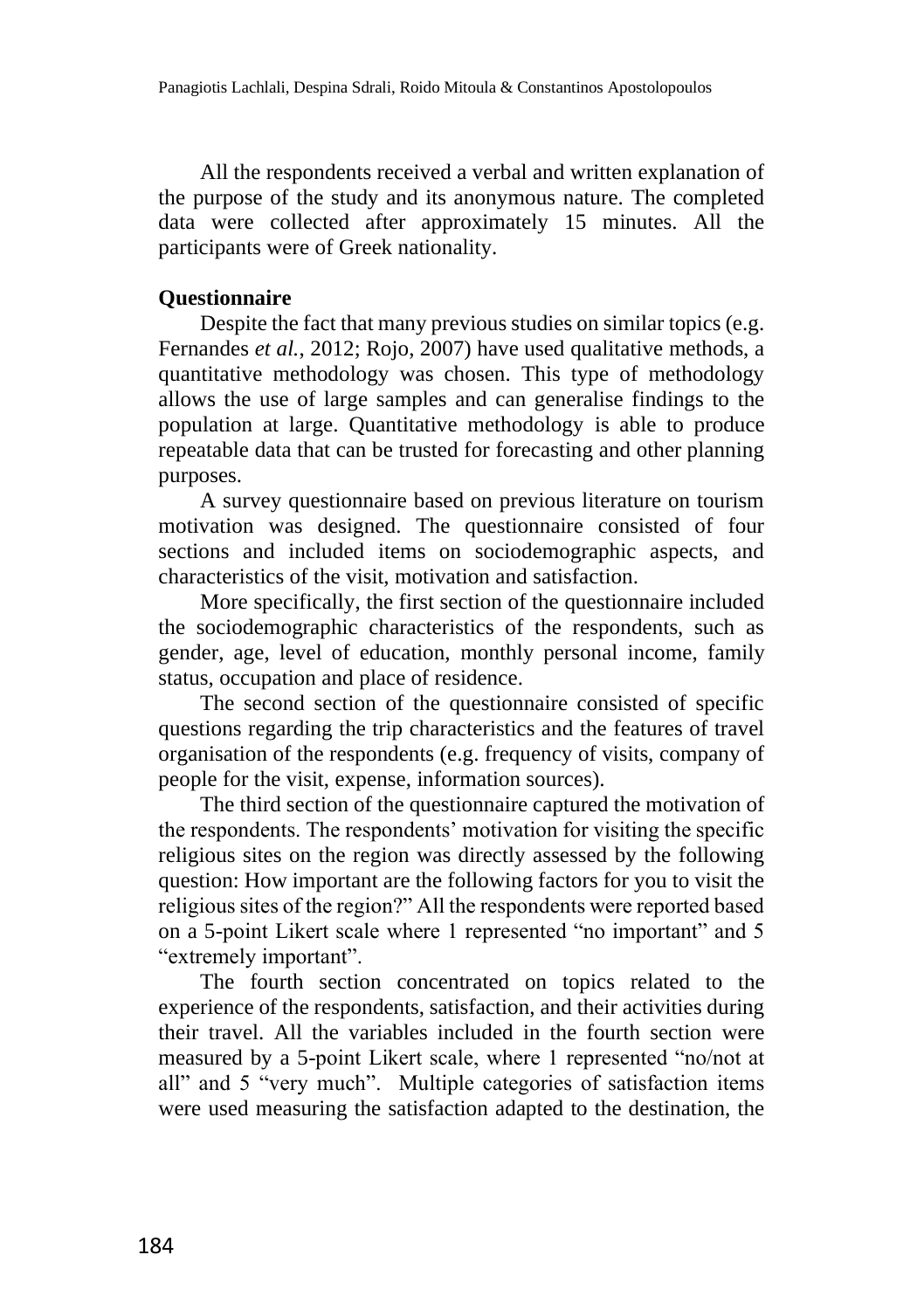All the respondents received a verbal and written explanation of the purpose of the study and its anonymous nature. The completed data were collected after approximately 15 minutes. All the participants were of Greek nationality.

**Questionnaire**

Despite the fact that many previous studies on similar topics (e.g. Fernandes *et al.*, 2012; Rojo, 2007) have used qualitative methods, a quantitative methodology was chosen. This type of methodology allows the use of large samples and can generalise findings to the population at large. Quantitative methodology is able to produce repeatable data that can be trusted for forecasting and other planning purposes.

A survey questionnaire based on previous literature on tourism motivation was designed. The questionnaire consisted of four sections and included items on sociodemographic aspects, and characteristics of the visit, motivation and satisfaction.

More specifically, the first section of the questionnaire included the sociodemographic characteristics of the respondents, such as gender, age, level of education, monthly personal income, family status, occupation and place of residence.

The second section of the questionnaire consisted of specific questions regarding the trip characteristics and the features of travel organisation of the respondents (e.g. frequency of visits, company of people for the visit, expense, information sources).

The third section of the questionnaire captured the motivation of the respondents. The respondents' motivation for visiting the specific religious sites on the region was directly assessed by the following question: How important are the following factors for you to visit the religious sites of the region?" All the respondents were reported based on a 5-point Likert scale where 1 represented "no important" and 5 "extremely important".

The fourth section concentrated on topics related to the experience of the respondents, satisfaction, and their activities during their travel. All the variables included in the fourth section were measured by a 5-point Likert scale, where 1 represented "no/not at all" and 5 "very much". Multiple categories of satisfaction items were used measuring the satisfaction adapted to the destination, the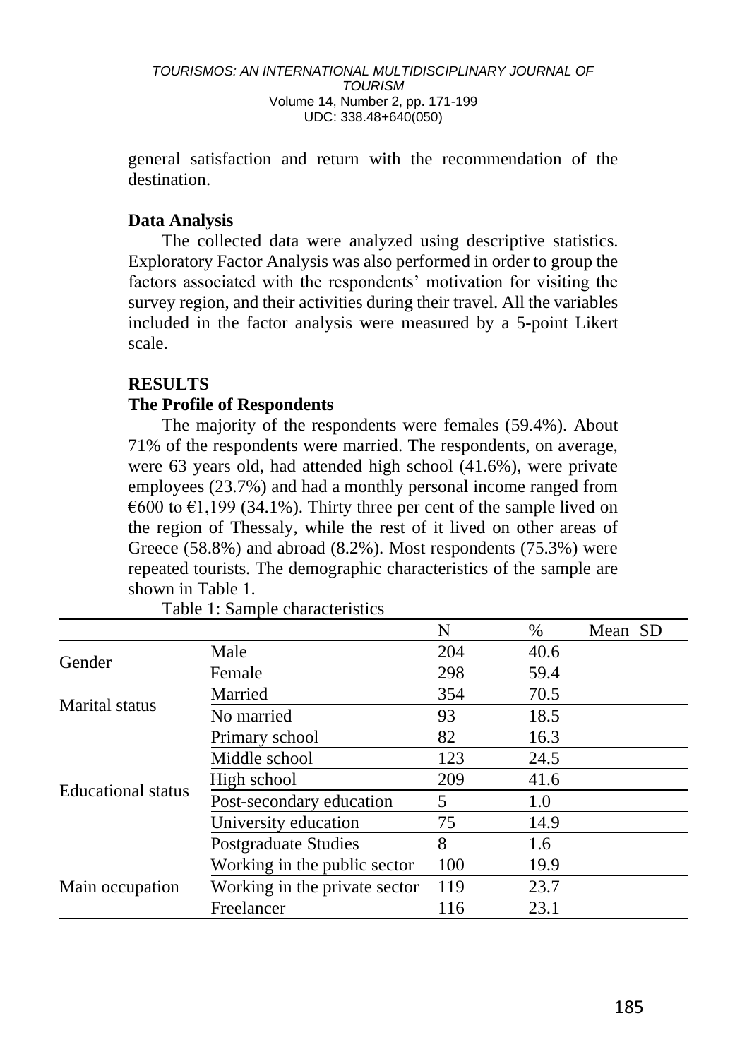general satisfaction and return with the recommendation of the destination.

**Data Analysis**

The collected data were analyzed using descriptive statistics. Exploratory Factor Analysis was also performed in order to group the factors associated with the respondents' motivation for visiting the survey region, and their activities during their travel. All the variables included in the factor analysis were measured by a 5-point Likert scale.

## RESULTS

**The Profile of Respondents**

The majority of the respondents were females (59.4%). About 71% of the respondents were married. The respondents, on average, were 63 years old, had attended high school (41.6%), were private employees (23.7%) and had a monthly personal income ranged from €600 to €1,199 (34.1%). Thirty three per cent of the sample lived on the region of Thessaly, while the rest of it lived on other areas of Greece (58.8%) and abroad (8.2%). Most respondents (75.3%) were repeated tourists. The demographic characteristics of the sample are shown in Table 1.

Table 1: Sample characteristics

| | | N | % | Mean | SD |
|---|---|---|---|---|---|
| Gender | Male | 204 | 40.6 | | |
| | Female | 298 | 59.4 | | |
| Marital status | Married | 354 | 70.5 | | |
| | No married | 93 | 18.5 | | |
| Educational status | Primary school | 82 | 16.3 | | |
| | Middle school | 123 | 24.5 | | |
| | High school | 209 | 41.6 | | |
| | Post-secondary education | 5 | 1.0 | | |
| | University education | 75 | 14.9 | | |
| | Postgraduate Studies | 8 | 1.6 | | |
| Main occupation | Working in the public sector | 100 | 19.9 | | |
| | Working in the private sector | 119 | 23.7 | | |
| | Freelancer | 116 | 23.1 | | |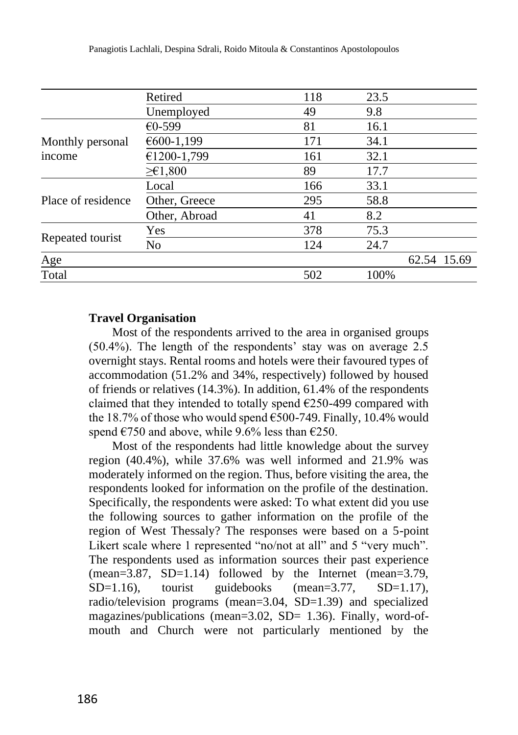| | | | | | |
|---|---|---|---|---|---|
| | Retired | 118 | 23.5 | | |
| | Unemployed | 49 | 9.8 | | |
| Monthly personal income | €0-599 | 81 | 16.1 | | |
| | €600-1,199 | 171 | 34.1 | | |
| | €1200-1,799 | 161 | 32.1 | | |
| | ≥€1,800 | 89 | 17.7 | | |
| Place of residence | Local | 166 | 33.1 | | |
| | Other, Greece | 295 | 58.8 | | |
| | Other, Abroad | 41 | 8.2 | | |
| Repeated tourist | Yes | 378 | 75.3 | | |
| | No | 124 | 24.7 | | |
| Age | | | | 62.54 | 15.69 |
| Total | | 502 | 100% | | |

**Travel Organisation**

Most of the respondents arrived to the area in organised groups (50.4%). The length of the respondents' stay was on average 2.5 overnight stays. Rental rooms and hotels were their favoured types of accommodation (51.2% and 34%, respectively) followed by housed of friends or relatives (14.3%). In addition, 61.4% of the respondents claimed that they intended to totally spend €250-499 compared with the 18.7% of those who would spend €500-749. Finally, 10.4% would spend €750 and above, while 9.6% less than €250.

Most of the respondents had little knowledge about the survey region (40.4%), while 37.6% was well informed and 21.9% was moderately informed on the region. Thus, before visiting the area, the respondents looked for information on the profile of the destination. Specifically, the respondents were asked: To what extent did you use the following sources to gather information on the profile of the region of West Thessaly? The responses were based on a 5-point Likert scale where 1 represented "no/not at all" and 5 "very much". The respondents used as information sources their past experience (mean=3.87, SD=1.14) followed by the Internet (mean=3.79, SD=1.16), tourist guidebooks (mean=3.77, SD=1.17), radio/television programs (mean=3.04, SD=1.39) and specialized magazines/publications (mean=3.02, SD= 1.36). Finally, word-of-mouth and Church were not particularly mentioned by the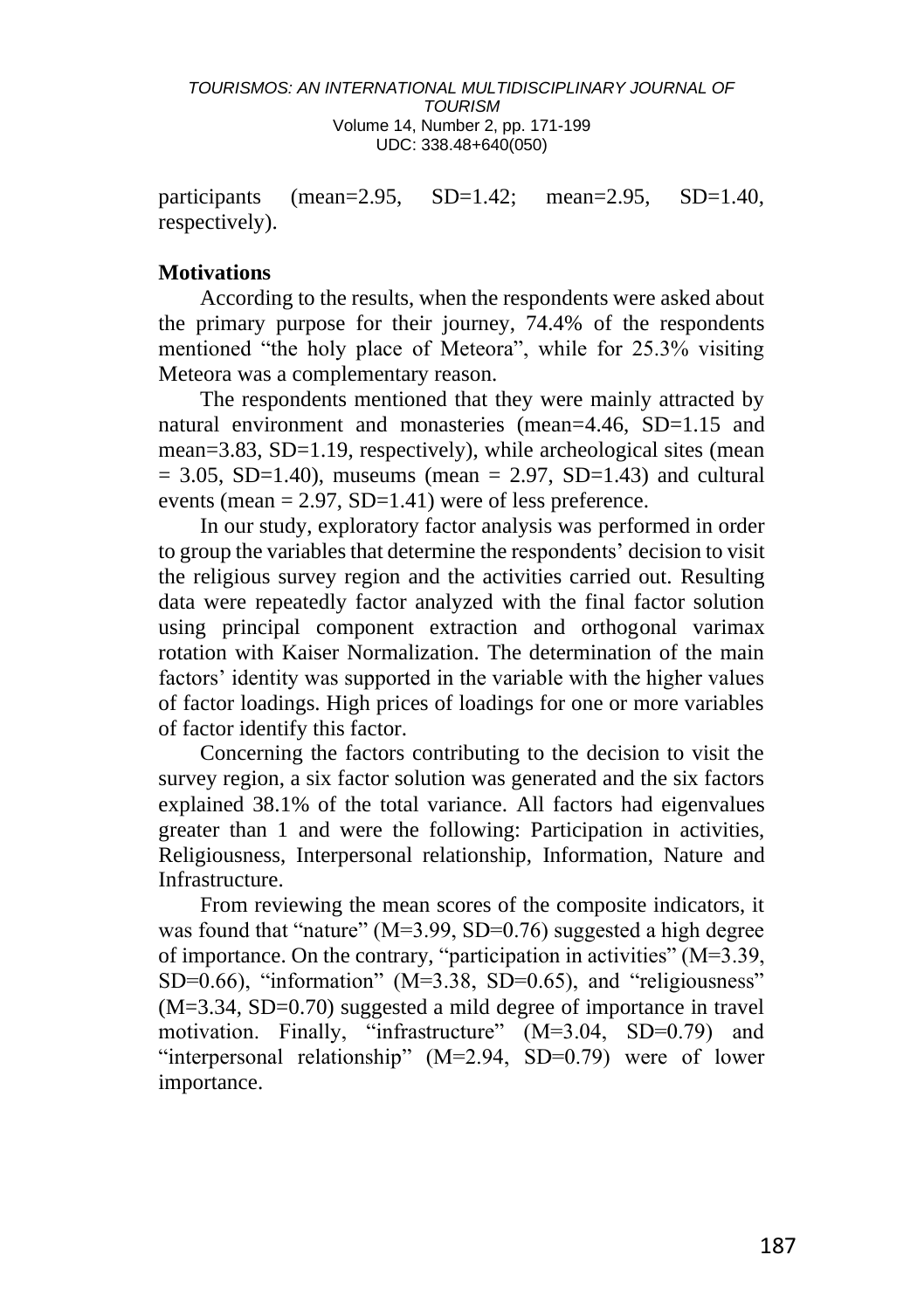participants (mean=2.95, SD=1.42; mean=2.95, SD=1.40, respectively).

**Motivations**

According to the results, when the respondents were asked about the primary purpose for their journey, 74.4% of the respondents mentioned "the holy place of Meteora", while for 25.3% visiting Meteora was a complementary reason.

The respondents mentioned that they were mainly attracted by natural environment and monasteries (mean=4.46, SD=1.15 and mean=3.83, SD=1.19, respectively), while archeological sites (mean = 3.05, SD=1.40), museums (mean = 2.97, SD=1.43) and cultural events (mean = 2.97, SD=1.41) were of less preference.

In our study, exploratory factor analysis was performed in order to group the variables that determine the respondents' decision to visit the religious survey region and the activities carried out. Resulting data were repeatedly factor analyzed with the final factor solution using principal component extraction and orthogonal varimax rotation with Kaiser Normalization. The determination of the main factors' identity was supported in the variable with the higher values of factor loadings. High prices of loadings for one or more variables of factor identify this factor.

Concerning the factors contributing to the decision to visit the survey region, a six factor solution was generated and the six factors explained 38.1% of the total variance. All factors had eigenvalues greater than 1 and were the following: Participation in activities, Religiousness, Interpersonal relationship, Information, Nature and Infrastructure.

From reviewing the mean scores of the composite indicators, it was found that "nature" (M=3.99, SD=0.76) suggested a high degree of importance. On the contrary, "participation in activities" (M=3.39, SD=0.66), "information" (M=3.38, SD=0.65), and "religiousness" (M=3.34, SD=0.70) suggested a mild degree of importance in travel motivation. Finally, "infrastructure" (M=3.04, SD=0.79) and "interpersonal relationship" (M=2.94, SD=0.79) were of lower importance.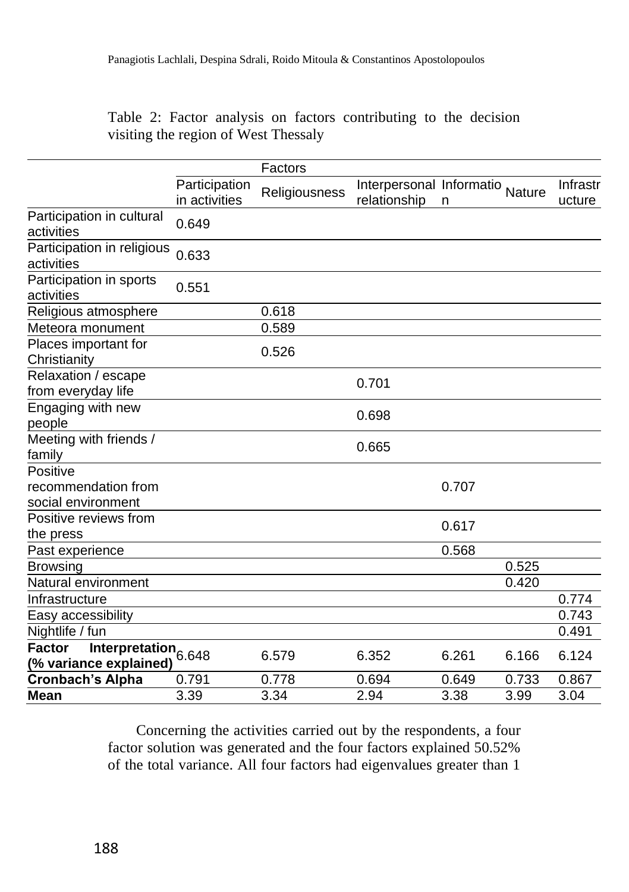Table 2: Factor analysis on factors contributing to the decision visiting the region of West Thessaly

| | Factors | | | | | |
|---|---|---|---|---|---|---|
| | Participation in activities | Religiousness | Interpersonal relationship | Information | Nature | Infrastructure |
| Participation in cultural activities | 0.649 | | | | | |
| Participation in religious activities | 0.633 | | | | | |
| Participation in sports activities | 0.551 | | | | | |
| Religious atmosphere | | 0.618 | | | | |
| Meteora monument | | 0.589 | | | | |
| Places important for Christianity | | 0.526 | | | | |
| Relaxation / escape from everyday life | | | 0.701 | | | |
| Engaging with new people | | | 0.698 | | | |
| Meeting with friends / family | | | 0.665 | | | |
| Positive recommendation from social environment | | | | 0.707 | | |
| Positive reviews from the press | | | | 0.617 | | |
| Past experience | | | | 0.568 | | |
| Browsing | | | | | 0.525 | |
| Natural environment | | | | | 0.420 | |
| Infrastructure | | | | | | 0.774 |
| Easy accessibility | | | | | | 0.743 |
| Nightlife / fun | | | | | | 0.491 |
| **Factor Interpretation (% variance explained)** | 6.648 | 6.579 | 6.352 | 6.261 | 6.166 | 6.124 |
| **Cronbach's Alpha** | 0.791 | 0.778 | 0.694 | 0.649 | 0.733 | 0.867 |
| **Mean** | 3.39 | 3.34 | 2.94 | 3.38 | 3.99 | 3.04 |

Concerning the activities carried out by the respondents, a four factor solution was generated and the four factors explained 50.52% of the total variance. All four factors had eigenvalues greater than 1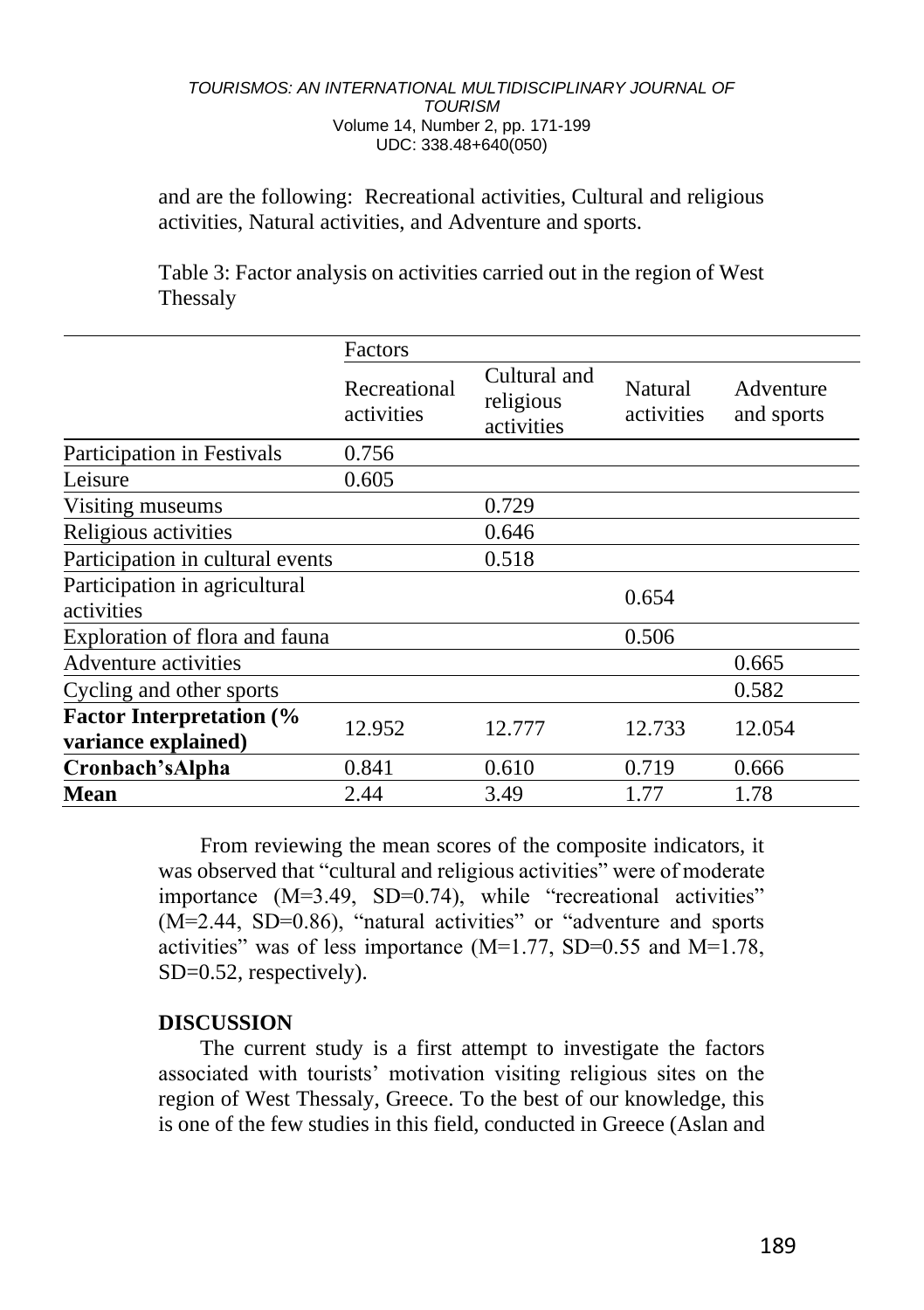and are the following: Recreational activities, Cultural and religious activities, Natural activities, and Adventure and sports.

Table 3: Factor analysis on activities carried out in the region of West Thessaly

| | Factors | | | |
|---|---|---|---|---|
| | Recreational activities | Cultural and religious activities | Natural activities | Adventure and sports |
| Participation in Festivals | 0.756 | | | |
| Leisure | 0.605 | | | |
| Visiting museums | | 0.729 | | |
| Religious activities | | 0.646 | | |
| Participation in cultural events | | 0.518 | | |
| Participation in agricultural activities | | | 0.654 | |
| Exploration of flora and fauna | | | 0.506 | |
| Adventure activities | | | | 0.665 |
| Cycling and other sports | | | | 0.582 |
| **Factor Interpretation (% variance explained)** | 12.952 | 12.777 | 12.733 | 12.054 |
| **Cronbach'sAlpha** | 0.841 | 0.610 | 0.719 | 0.666 |
| **Mean** | 2.44 | 3.49 | 1.77 | 1.78 |

From reviewing the mean scores of the composite indicators, it was observed that "cultural and religious activities" were of moderate importance (M=3.49, SD=0.74), while "recreational activities" (M=2.44, SD=0.86), "natural activities" or "adventure and sports activities" was of less importance (M=1.77, SD=0.55 and M=1.78, SD=0.52, respectively).

## DISCUSSION

The current study is a first attempt to investigate the factors associated with tourists' motivation visiting religious sites on the region of West Thessaly, Greece. To the best of our knowledge, this is one of the few studies in this field, conducted in Greece (Aslan and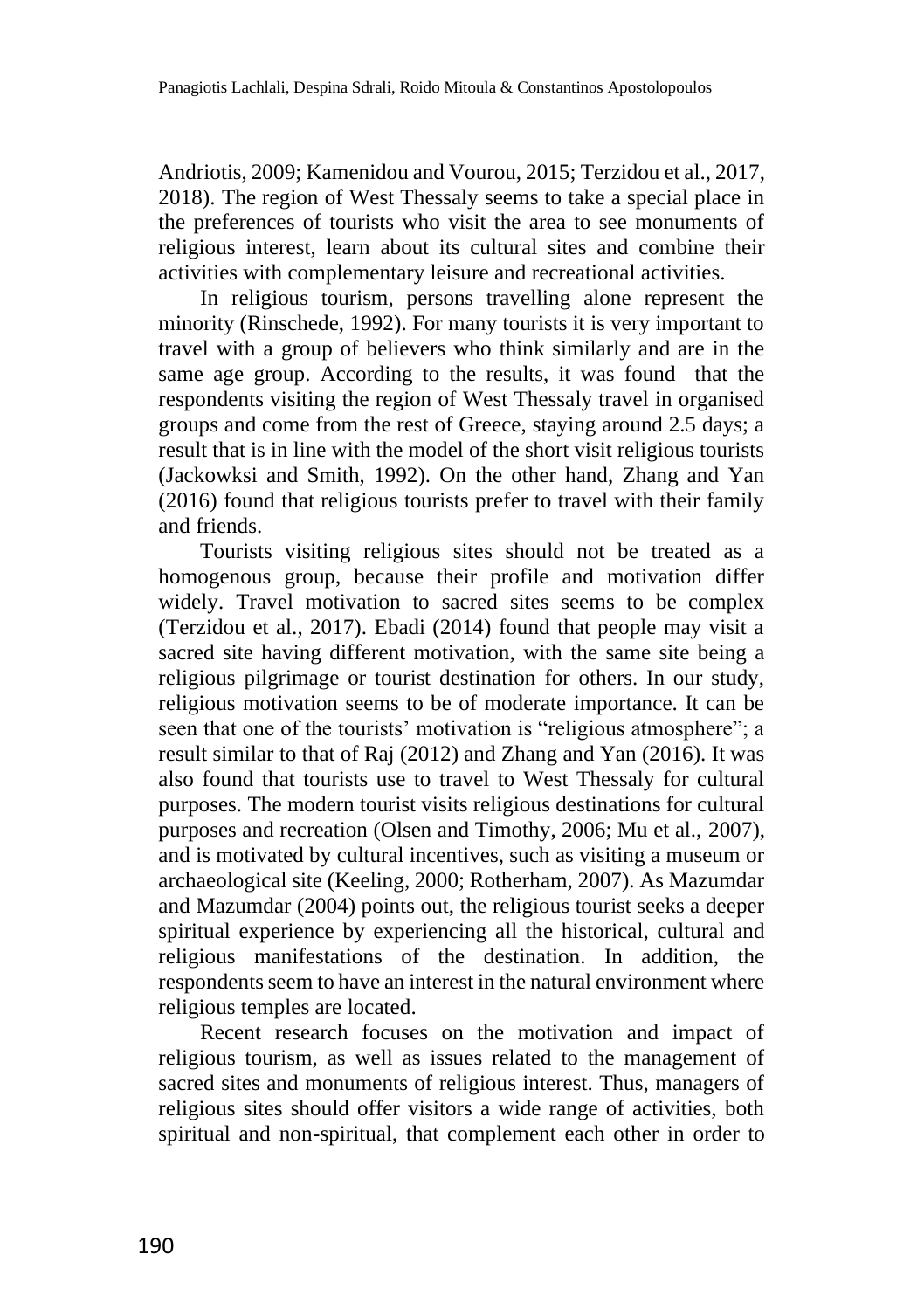Andriotis, 2009; Kamenidou and Vourou, 2015; Terzidou et al., 2017, 2018). The region of West Thessaly seems to take a special place in the preferences of tourists who visit the area to see monuments of religious interest, learn about its cultural sites and combine their activities with complementary leisure and recreational activities.

In religious tourism, persons travelling alone represent the minority (Rinschede, 1992). For many tourists it is very important to travel with a group of believers who think similarly and are in the same age group. According to the results, it was found that the respondents visiting the region of West Thessaly travel in organised groups and come from the rest of Greece, staying around 2.5 days; a result that is in line with the model of the short visit religious tourists (Jackowksi and Smith, 1992). On the other hand, Zhang and Yan (2016) found that religious tourists prefer to travel with their family and friends.

Tourists visiting religious sites should not be treated as a homogenous group, because their profile and motivation differ widely. Travel motivation to sacred sites seems to be complex (Terzidou et al., 2017). Ebadi (2014) found that people may visit a sacred site having different motivation, with the same site being a religious pilgrimage or tourist destination for others. In our study, religious motivation seems to be of moderate importance. It can be seen that one of the tourists' motivation is "religious atmosphere"; a result similar to that of Raj (2012) and Zhang and Yan (2016). It was also found that tourists use to travel to West Thessaly for cultural purposes. The modern tourist visits religious destinations for cultural purposes and recreation (Olsen and Timothy, 2006; Mu et al., 2007), and is motivated by cultural incentives, such as visiting a museum or archaeological site (Keeling, 2000; Rotherham, 2007). As Mazumdar and Mazumdar (2004) points out, the religious tourist seeks a deeper spiritual experience by experiencing all the historical, cultural and religious manifestations of the destination. In addition, the respondents seem to have an interest in the natural environment where religious temples are located.

Recent research focuses on the motivation and impact of religious tourism, as well as issues related to the management of sacred sites and monuments of religious interest. Thus, managers of religious sites should offer visitors a wide range of activities, both spiritual and non-spiritual, that complement each other in order to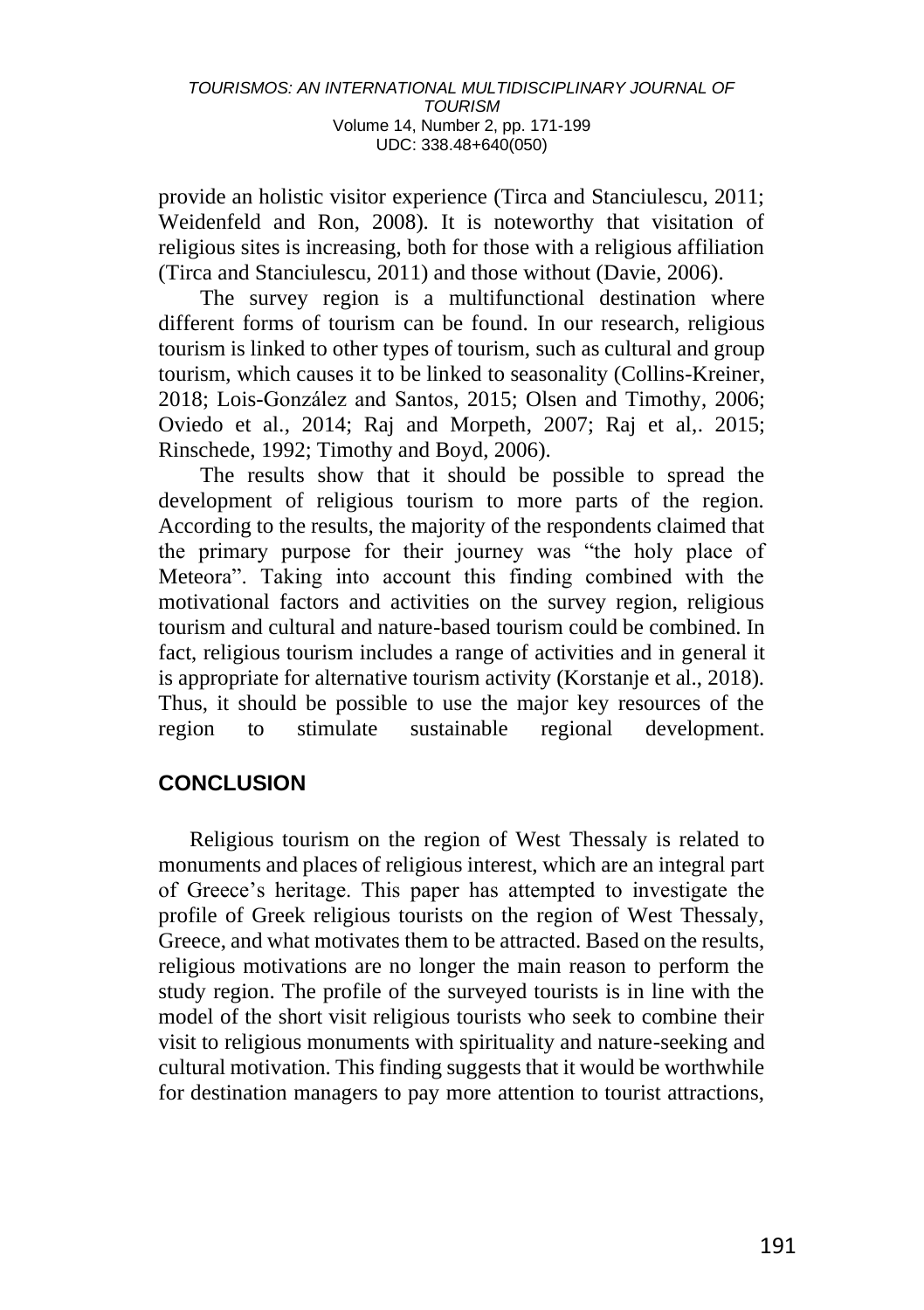provide an holistic visitor experience (Tirca and Stanciulescu, 2011; Weidenfeld and Ron, 2008). It is noteworthy that visitation of religious sites is increasing, both for those with a religious affiliation (Tirca and Stanciulescu, 2011) and those without (Davie, 2006).

The survey region is a multifunctional destination where different forms of tourism can be found. In our research, religious tourism is linked to other types of tourism, such as cultural and group tourism, which causes it to be linked to seasonality (Collins-Kreiner, 2018; Lois-González and Santos, 2015; Olsen and Timothy, 2006; Oviedo et al., 2014; Raj and Morpeth, 2007; Raj et al,. 2015; Rinschede, 1992; Timothy and Boyd, 2006).

The results show that it should be possible to spread the development of religious tourism to more parts of the region. According to the results, the majority of the respondents claimed that the primary purpose for their journey was "the holy place of Meteora". Taking into account this finding combined with the motivational factors and activities on the survey region, religious tourism and cultural and nature-based tourism could be combined. In fact, religious tourism includes a range of activities and in general it is appropriate for alternative tourism activity (Korstanje et al., 2018). Thus, it should be possible to use the major key resources of the region to stimulate sustainable regional development.

## CONCLUSION

Religious tourism on the region of West Thessaly is related to monuments and places of religious interest, which are an integral part of Greece's heritage. This paper has attempted to investigate the profile of Greek religious tourists on the region of West Thessaly, Greece, and what motivates them to be attracted. Based on the results, religious motivations are no longer the main reason to perform the study region. The profile of the surveyed tourists is in line with the model of the short visit religious tourists who seek to combine their visit to religious monuments with spirituality and nature-seeking and cultural motivation. This finding suggests that it would be worthwhile for destination managers to pay more attention to tourist attractions,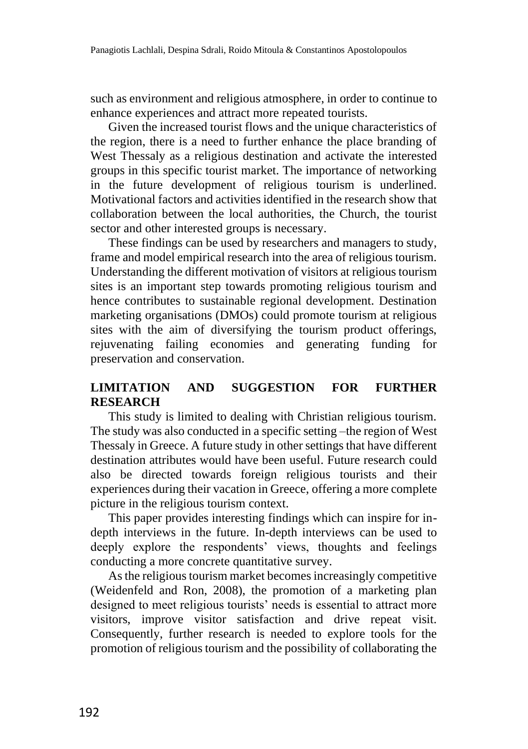such as environment and religious atmosphere, in order to continue to enhance experiences and attract more repeated tourists.

Given the increased tourist flows and the unique characteristics of the region, there is a need to further enhance the place branding of West Thessaly as a religious destination and activate the interested groups in this specific tourist market. The importance of networking in the future development of religious tourism is underlined. Motivational factors and activities identified in the research show that collaboration between the local authorities, the Church, the tourist sector and other interested groups is necessary.

These findings can be used by researchers and managers to study, frame and model empirical research into the area of religious tourism. Understanding the different motivation of visitors at religious tourism sites is an important step towards promoting religious tourism and hence contributes to sustainable regional development. Destination marketing organisations (DMOs) could promote tourism at religious sites with the aim of diversifying the tourism product offerings, rejuvenating failing economies and generating funding for preservation and conservation.

## LIMITATION AND SUGGESTION FOR FURTHER RESEARCH

This study is limited to dealing with Christian religious tourism. The study was also conducted in a specific setting –the region of West Thessaly in Greece. A future study in other settings that have different destination attributes would have been useful. Future research could also be directed towards foreign religious tourists and their experiences during their vacation in Greece, offering a more complete picture in the religious tourism context.

This paper provides interesting findings which can inspire for in-depth interviews in the future. In-depth interviews can be used to deeply explore the respondents' views, thoughts and feelings conducting a more concrete quantitative survey.

As the religious tourism market becomes increasingly competitive (Weidenfeld and Ron, 2008), the promotion of a marketing plan designed to meet religious tourists' needs is essential to attract more visitors, improve visitor satisfaction and drive repeat visit. Consequently, further research is needed to explore tools for the promotion of religious tourism and the possibility of collaborating the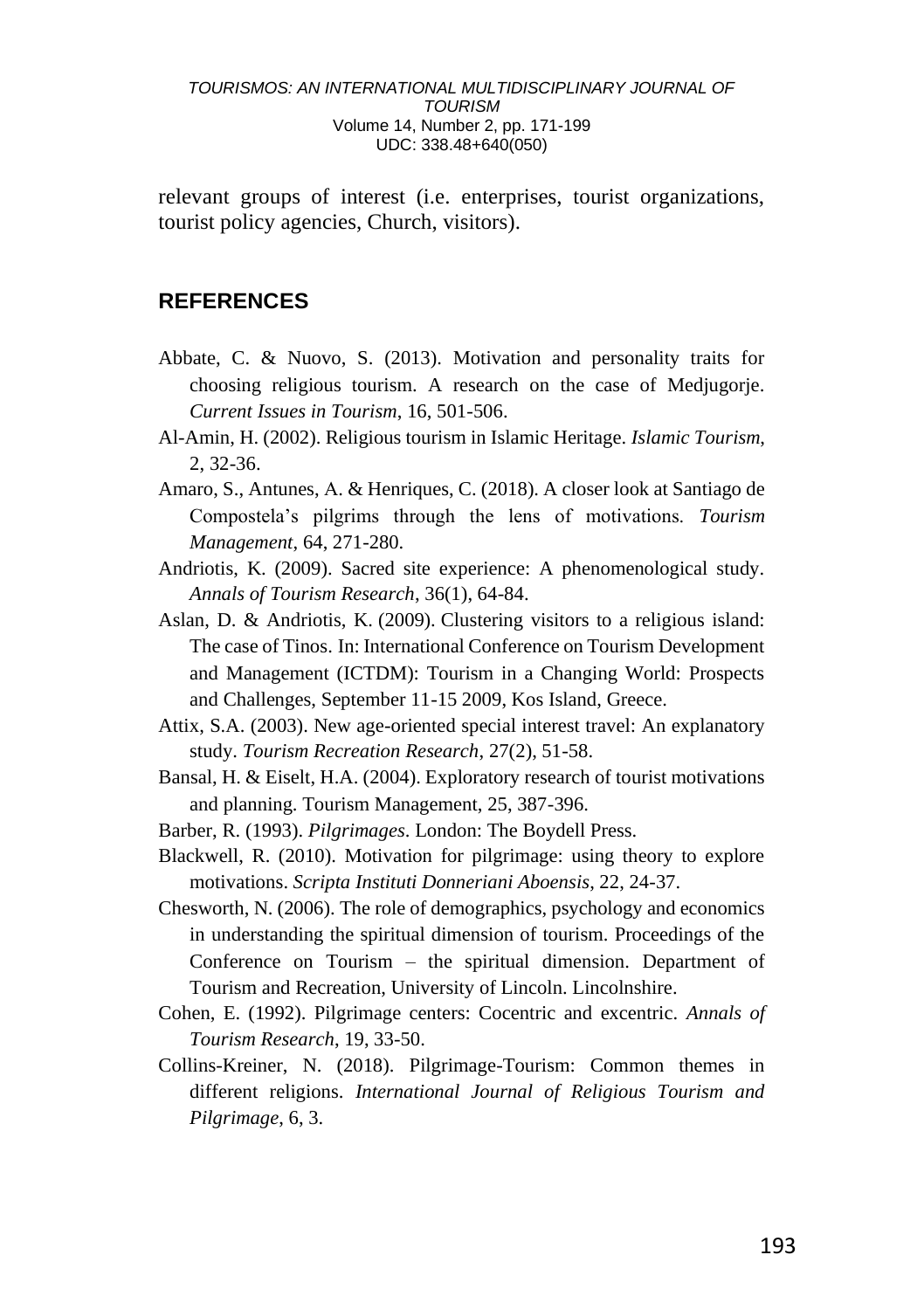relevant groups of interest (i.e. enterprises, tourist organizations, tourist policy agencies, Church, visitors).

## REFERENCES

Abbate, C. & Nuovo, S. (2013). Motivation and personality traits for choosing religious tourism. A research on the case of Medjugorje. *Current Issues in Tourism*, 16, 501-506.

Al-Amin, H. (2002). Religious tourism in Islamic Heritage. *Islamic Tourism*, 2, 32-36.

Amaro, S., Antunes, A. & Henriques, C. (2018). A closer look at Santiago de Compostela's pilgrims through the lens of motivations. *Tourism Management*, 64, 271-280.

Andriotis, K. (2009). Sacred site experience: A phenomenological study. *Annals of Tourism Research*, 36(1), 64-84.

Aslan, D. & Andriotis, K. (2009). Clustering visitors to a religious island: The case of Tinos. In: International Conference on Tourism Development and Management (ICTDM): Tourism in a Changing World: Prospects and Challenges, September 11-15 2009, Kos Island, Greece.

Attix, S.A. (2003). New age-oriented special interest travel: An explanatory study. *Tourism Recreation Research*, 27(2), 51-58.

Bansal, H. & Eiselt, H.A. (2004). Exploratory research of tourist motivations and planning. Tourism Management, 25, 387-396.

Barber, R. (1993). *Pilgrimages*. London: The Boydell Press.

Blackwell, R. (2010). Motivation for pilgrimage: using theory to explore motivations. *Scripta Instituti Donneriani Aboensis*, 22, 24-37.

Chesworth, N. (2006). The role of demographics, psychology and economics in understanding the spiritual dimension of tourism. Proceedings of the Conference on Tourism – the spiritual dimension. Department of Tourism and Recreation, University of Lincoln. Lincolnshire.

Cohen, E. (1992). Pilgrimage centers: Cocentric and excentric. *Annals of Tourism Research*, 19, 33-50.

Collins-Kreiner, N. (2018). Pilgrimage-Tourism: Common themes in different religions. *International Journal of Religious Tourism and Pilgrimage*, 6, 3.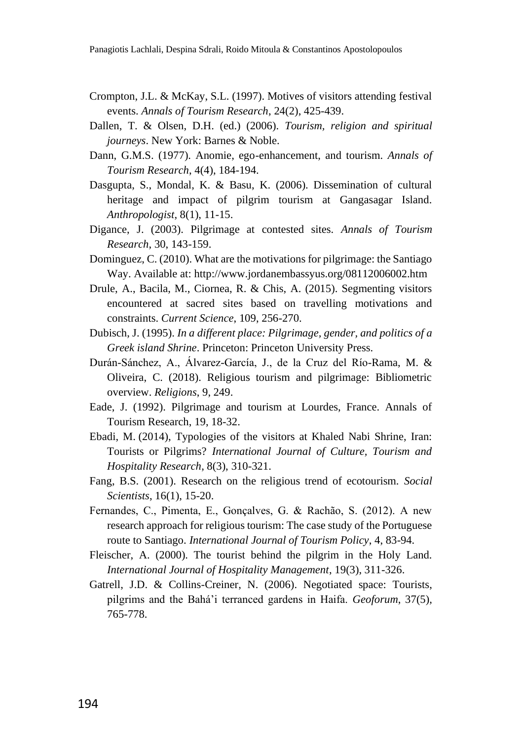Crompton, J.L. & McKay, S.L. (1997). Motives of visitors attending festival events. *Annals of Tourism Research*, 24(2), 425-439.

Dallen, T. & Olsen, D.H. (ed.) (2006). *Tourism, religion and spiritual journeys*. New York: Barnes & Noble.

Dann, G.M.S. (1977). Anomie, ego-enhancement, and tourism. *Annals of Tourism Research*, 4(4), 184-194.

Dasgupta, S., Mondal, K. & Basu, K. (2006). Dissemination of cultural heritage and impact of pilgrim tourism at Gangasagar Island. *Anthropologist*, 8(1), 11-15.

Digance, J. (2003). Pilgrimage at contested sites. *Annals of Tourism Research*, 30, 143-159.

Dominguez, C. (2010). What are the motivations for pilgrimage: the Santiago Way. Available at: http://www.jordanembassyus.org/08112006002.htm

Drule, A., Bacila, M., Ciornea, R. & Chis, A. (2015). Segmenting visitors encountered at sacred sites based on travelling motivations and constraints. *Current Science*, 109, 256-270.

Dubisch, J. (1995). *In a different place: Pilgrimage, gender, and politics of a Greek island Shrine*. Princeton: Princeton University Press.

Durán-Sánchez, A., Álvarez-García, J., de la Cruz del Río-Rama, M. & Oliveira, C. (2018). Religious tourism and pilgrimage: Bibliometric overview. *Religions*, 9, 249.

Eade, J. (1992). Pilgrimage and tourism at Lourdes, France. Annals of Tourism Research, 19, 18-32.

Ebadi, M. (2014), Typologies of the visitors at Khaled Nabi Shrine, Iran: Tourists or Pilgrims? *International Journal of Culture, Tourism and Hospitality Research*, 8(3), 310-321.

Fang, B.S. (2001). Research on the religious trend of ecotourism. *Social Scientists*, 16(1), 15-20.

Fernandes, C., Pimenta, E., Gonçalves, G. & Rachão, S. (2012). A new research approach for religious tourism: The case study of the Portuguese route to Santiago. *International Journal of Tourism Policy*, 4, 83-94.

Fleischer, A. (2000). The tourist behind the pilgrim in the Holy Land. *International Journal of Hospitality Management*, 19(3), 311-326.

Gatrell, J.D. & Collins-Creiner, N. (2006). Negotiated space: Tourists, pilgrims and the Bahá'i terranced gardens in Haifa. *Geoforum*, 37(5), 765-778.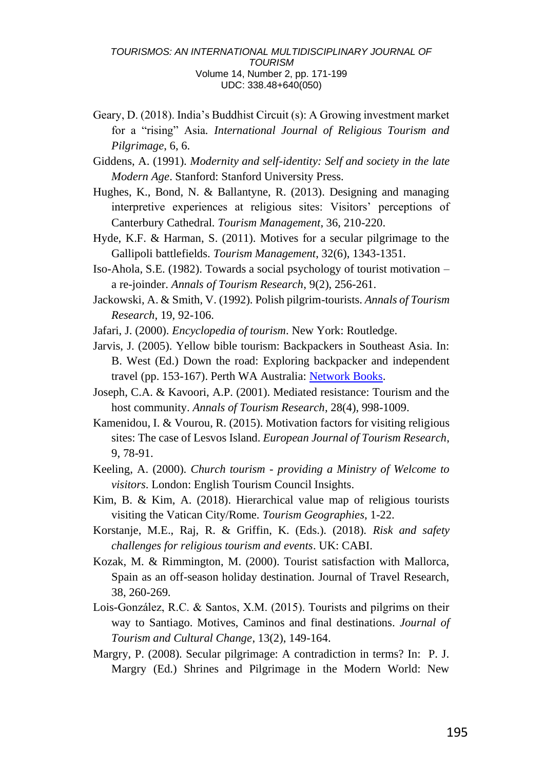Geary, D. (2018). India's Buddhist Circuit (s): A Growing investment market for a "rising" Asia. *International Journal of Religious Tourism and Pilgrimage*, 6, 6.

Giddens, A. (1991). *Modernity and self-identity: Self and society in the late Modern Age*. Stanford: Stanford University Press.

Hughes, K., Bond, N. & Ballantyne, R. (2013). Designing and managing interpretive experiences at religious sites: Visitors' perceptions of Canterbury Cathedral. *Tourism Management*, 36, 210-220.

Hyde, K.F. & Harman, S. (2011). Motives for a secular pilgrimage to the Gallipoli battlefields. *Tourism Management*, 32(6), 1343-1351.

Iso-Ahola, S.E. (1982). Towards a social psychology of tourist motivation – a re-joinder. *Annals of Tourism Research*, 9(2), 256-261.

Jackowski, A. & Smith, V. (1992). Polish pilgrim-tourists. *Annals of Tourism Research*, 19, 92-106.

Jafari, J. (2000). *Encyclopedia of tourism*. New York: Routledge.

Jarvis, J. (2005). Yellow bible tourism: Backpackers in Southeast Asia. In: B. West (Ed.) Down the road: Exploring backpacker and independent travel (pp. 153-167). Perth WA Australia: Network Books.

Joseph, C.A. & Kavoori, A.P. (2001). Mediated resistance: Tourism and the host community. *Annals of Tourism Research*, 28(4), 998-1009.

Kamenidou, I. & Vourou, R. (2015). Motivation factors for visiting religious sites: The case of Lesvos Island. *European Journal of Tourism Research*, 9, 78-91.

Keeling, A. (2000). *Church tourism - providing a Ministry of Welcome to visitors*. London: English Tourism Council Insights.

Kim, B. & Kim, A. (2018). Hierarchical value map of religious tourists visiting the Vatican City/Rome. *Tourism Geographies*, 1-22.

Korstanje, M.E., Raj, R. & Griffin, K. (Eds.). (2018). *Risk and safety challenges for religious tourism and events*. UK: CABI.

Kozak, M. & Rimmington, M. (2000). Tourist satisfaction with Mallorca, Spain as an off-season holiday destination. Journal of Travel Research, 38, 260-269.

Lois-González, R.C. & Santos, X.M. (2015). Tourists and pilgrims on their way to Santiago. Motives, Caminos and final destinations. *Journal of Tourism and Cultural Change*, 13(2), 149-164.

Margry, P. (2008). Secular pilgrimage: A contradiction in terms? In: P. J. Margry (Ed.) Shrines and Pilgrimage in the Modern World: New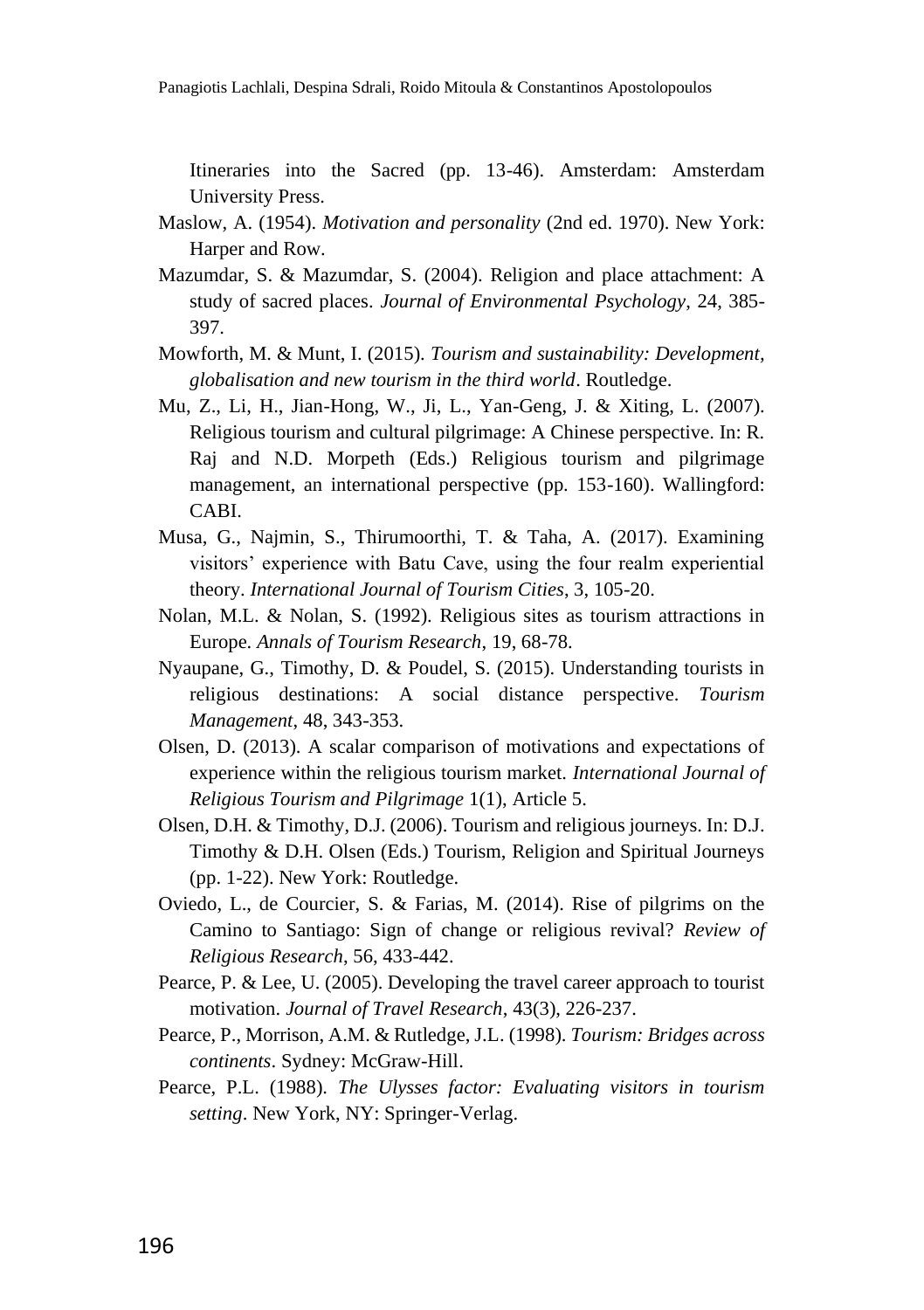Itineraries into the Sacred (pp. 13-46). Amsterdam: Amsterdam University Press.

Maslow, A. (1954). *Motivation and personality* (2nd ed. 1970). New York: Harper and Row.

Mazumdar, S. & Mazumdar, S. (2004). Religion and place attachment: A study of sacred places. *Journal of Environmental Psychology*, 24, 385-397.

Mowforth, M. & Munt, I. (2015). *Tourism and sustainability: Development, globalisation and new tourism in the third world*. Routledge.

Mu, Z., Li, H., Jian-Hong, W., Ji, L., Yan-Geng, J. & Xiting, L. (2007). Religious tourism and cultural pilgrimage: A Chinese perspective. In: R. Raj and N.D. Morpeth (Eds.) Religious tourism and pilgrimage management, an international perspective (pp. 153-160). Wallingford: CABI.

Musa, G., Najmin, S., Thirumoorthi, T. & Taha, A. (2017). Examining visitors' experience with Batu Cave, using the four realm experiential theory. *International Journal of Tourism Cities*, 3, 105-20.

Nolan, M.L. & Nolan, S. (1992). Religious sites as tourism attractions in Europe. *Annals of Tourism Research*, 19, 68-78.

Nyaupane, G., Timothy, D. & Poudel, S. (2015). Understanding tourists in religious destinations: A social distance perspective. *Tourism Management*, 48, 343-353.

Olsen, D. (2013). A scalar comparison of motivations and expectations of experience within the religious tourism market. *International Journal of Religious Tourism and Pilgrimage* 1(1), Article 5.

Olsen, D.H. & Timothy, D.J. (2006). Tourism and religious journeys. In: D.J. Timothy & D.H. Olsen (Eds.) Tourism, Religion and Spiritual Journeys (pp. 1-22). New York: Routledge.

Oviedo, L., de Courcier, S. & Farias, M. (2014). Rise of pilgrims on the Camino to Santiago: Sign of change or religious revival? *Review of Religious Research*, 56, 433-442.

Pearce, P. & Lee, U. (2005). Developing the travel career approach to tourist motivation. *Journal of Travel Research*, 43(3), 226-237.

Pearce, P., Morrison, A.M. & Rutledge, J.L. (1998). *Tourism: Bridges across continents*. Sydney: McGraw-Hill.

Pearce, P.L. (1988). *The Ulysses factor: Evaluating visitors in tourism setting*. New York, NY: Springer-Verlag.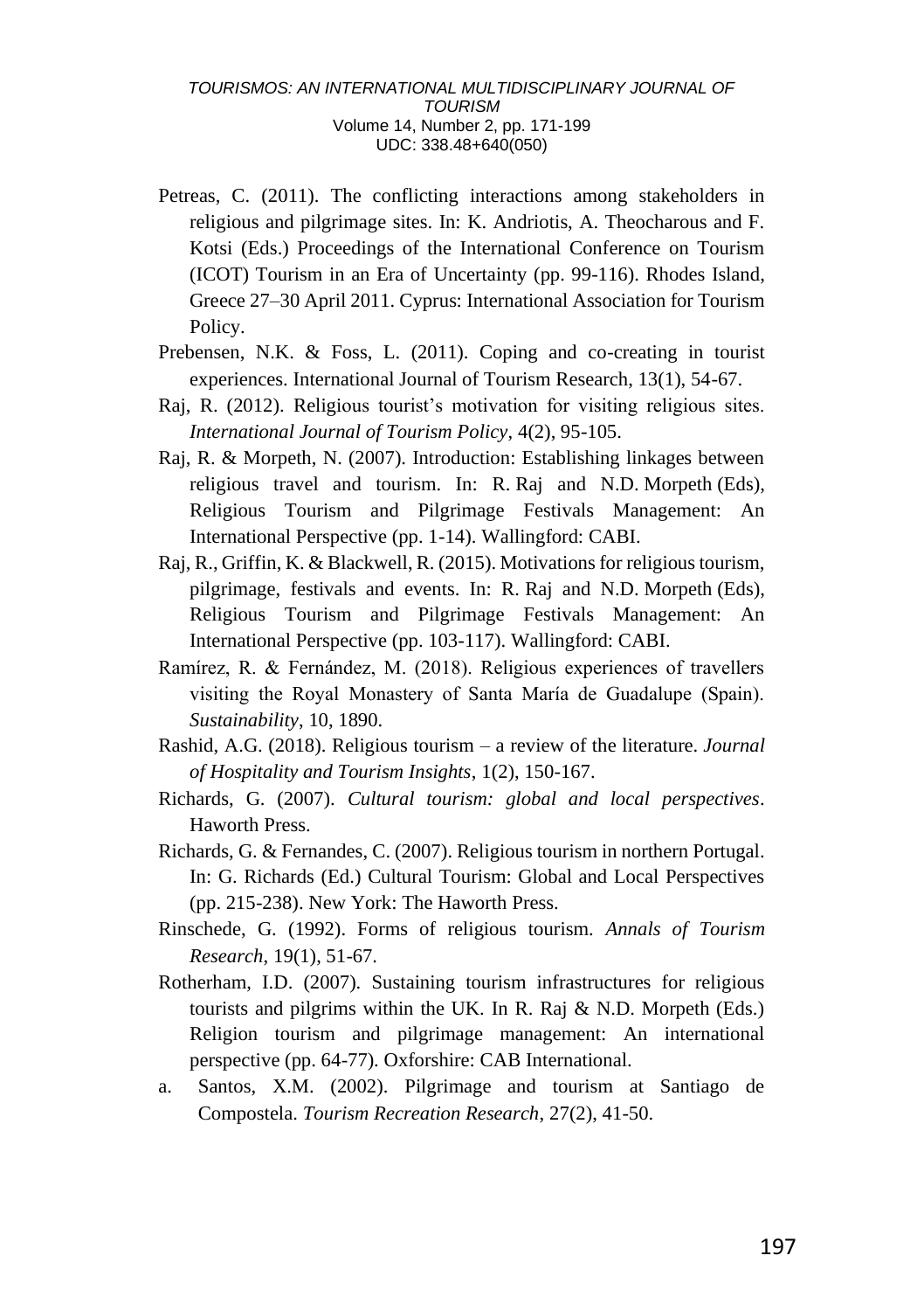Petreas, C. (2011). The conflicting interactions among stakeholders in religious and pilgrimage sites. In: K. Andriotis, A. Theocharous and F. Kotsi (Eds.) Proceedings of the International Conference on Tourism (ICOT) Tourism in an Era of Uncertainty (pp. 99-116). Rhodes Island, Greece 27–30 April 2011. Cyprus: International Association for Tourism Policy.

Prebensen, N.K. & Foss, L. (2011). Coping and co-creating in tourist experiences. International Journal of Tourism Research, 13(1), 54-67.

Raj, R. (2012). Religious tourist's motivation for visiting religious sites. *International Journal of Tourism Policy*, 4(2), 95-105.

Raj, R. & Morpeth, N. (2007). Introduction: Establishing linkages between religious travel and tourism. In: R. Raj and N.D. Morpeth (Eds), Religious Tourism and Pilgrimage Festivals Management: An International Perspective (pp. 1-14). Wallingford: CABI.

Raj, R., Griffin, K. & Blackwell, R. (2015). Motivations for religious tourism, pilgrimage, festivals and events. In: R. Raj and N.D. Morpeth (Eds), Religious Tourism and Pilgrimage Festivals Management: An International Perspective (pp. 103-117). Wallingford: CABI.

Ramírez, R. & Fernández, M. (2018). Religious experiences of travellers visiting the Royal Monastery of Santa María de Guadalupe (Spain). *Sustainability*, 10, 1890.

Rashid, A.G. (2018). Religious tourism – a review of the literature. *Journal of Hospitality and Tourism Insights*, 1(2), 150-167.

Richards, G. (2007). *Cultural tourism: global and local perspectives*. Haworth Press.

Richards, G. & Fernandes, C. (2007). Religious tourism in northern Portugal. In: G. Richards (Ed.) Cultural Tourism: Global and Local Perspectives (pp. 215-238). New York: The Haworth Press.

Rinschede, G. (1992). Forms of religious tourism. *Annals of Tourism Research*, 19(1), 51-67.

Rotherham, I.D. (2007). Sustaining tourism infrastructures for religious tourists and pilgrims within the UK. In R. Raj & N.D. Morpeth (Eds.) Religion tourism and pilgrimage management: An international perspective (pp. 64-77). Oxforshire: CAB International.

a. Santos, X.M. (2002). Pilgrimage and tourism at Santiago de Compostela. *Tourism Recreation Research*, 27(2), 41-50.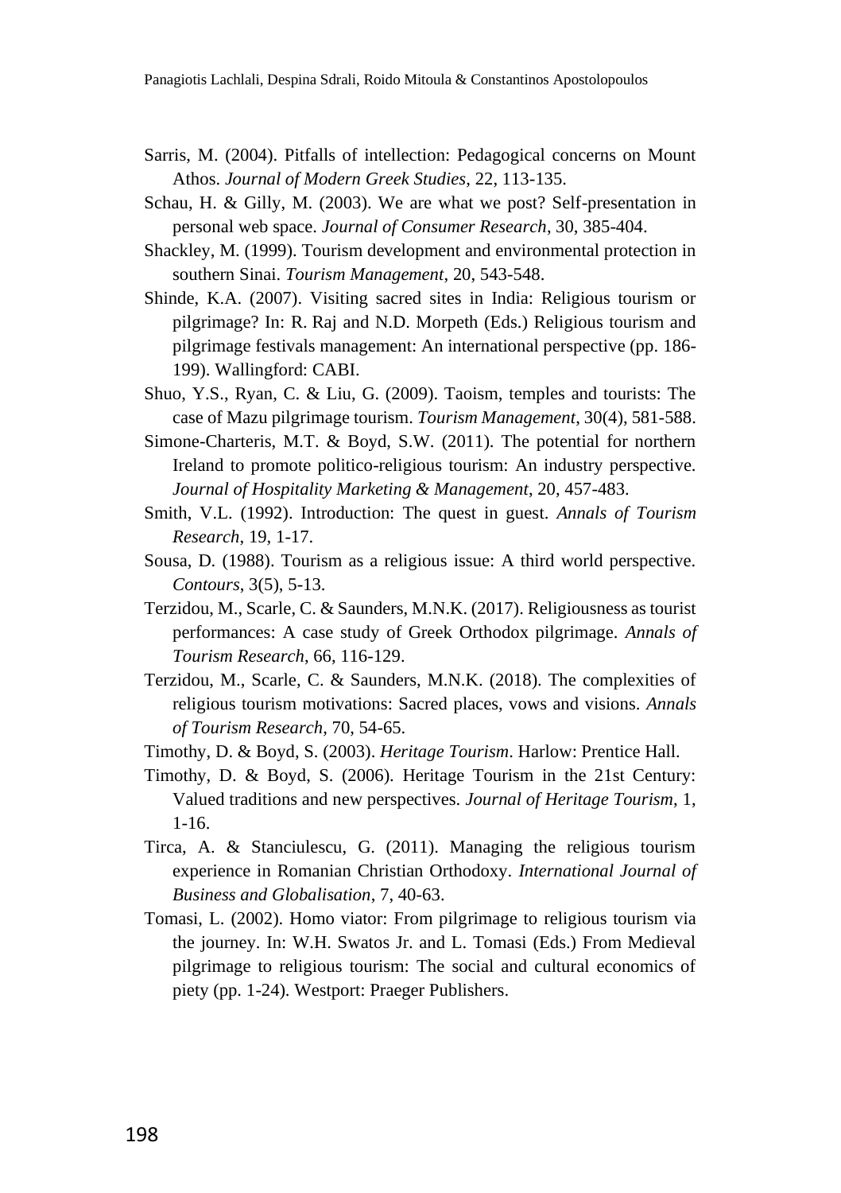Sarris, M. (2004). Pitfalls of intellection: Pedagogical concerns on Mount Athos. *Journal of Modern Greek Studies*, 22, 113-135.

Schau, H. & Gilly, M. (2003). We are what we post? Self-presentation in personal web space. *Journal of Consumer Research*, 30, 385-404.

Shackley, M. (1999). Tourism development and environmental protection in southern Sinai. *Tourism Management*, 20, 543-548.

Shinde, K.A. (2007). Visiting sacred sites in India: Religious tourism or pilgrimage? In: R. Raj and N.D. Morpeth (Eds.) Religious tourism and pilgrimage festivals management: An international perspective (pp. 186-199). Wallingford: CABI.

Shuo, Y.S., Ryan, C. & Liu, G. (2009). Taoism, temples and tourists: The case of Mazu pilgrimage tourism. *Tourism Management*, 30(4), 581-588.

Simone-Charteris, M.T. & Boyd, S.W. (2011). The potential for northern Ireland to promote politico-religious tourism: An industry perspective. *Journal of Hospitality Marketing & Management*, 20, 457-483.

Smith, V.L. (1992). Introduction: The quest in guest. *Annals of Tourism Research*, 19, 1-17.

Sousa, D. (1988). Tourism as a religious issue: A third world perspective. *Contours*, 3(5), 5-13.

Terzidou, M., Scarle, C. & Saunders, M.N.K. (2017). Religiousness as tourist performances: A case study of Greek Orthodox pilgrimage. *Annals of Tourism Research*, 66, 116-129.

Terzidou, M., Scarle, C. & Saunders, M.N.K. (2018). The complexities of religious tourism motivations: Sacred places, vows and visions. *Annals of Tourism Research*, 70, 54-65.

Timothy, D. & Boyd, S. (2003). *Heritage Tourism*. Harlow: Prentice Hall.

Timothy, D. & Boyd, S. (2006). Heritage Tourism in the 21st Century: Valued traditions and new perspectives. *Journal of Heritage Tourism*, 1, 1-16.

Tirca, A. & Stanciulescu, G. (2011). Managing the religious tourism experience in Romanian Christian Orthodoxy. *International Journal of Business and Globalisation*, 7, 40-63.

Tomasi, L. (2002). Homo viator: From pilgrimage to religious tourism via the journey. In: W.H. Swatos Jr. and L. Tomasi (Eds.) From Medieval pilgrimage to religious tourism: The social and cultural economics of piety (pp. 1-24). Westport: Praeger Publishers.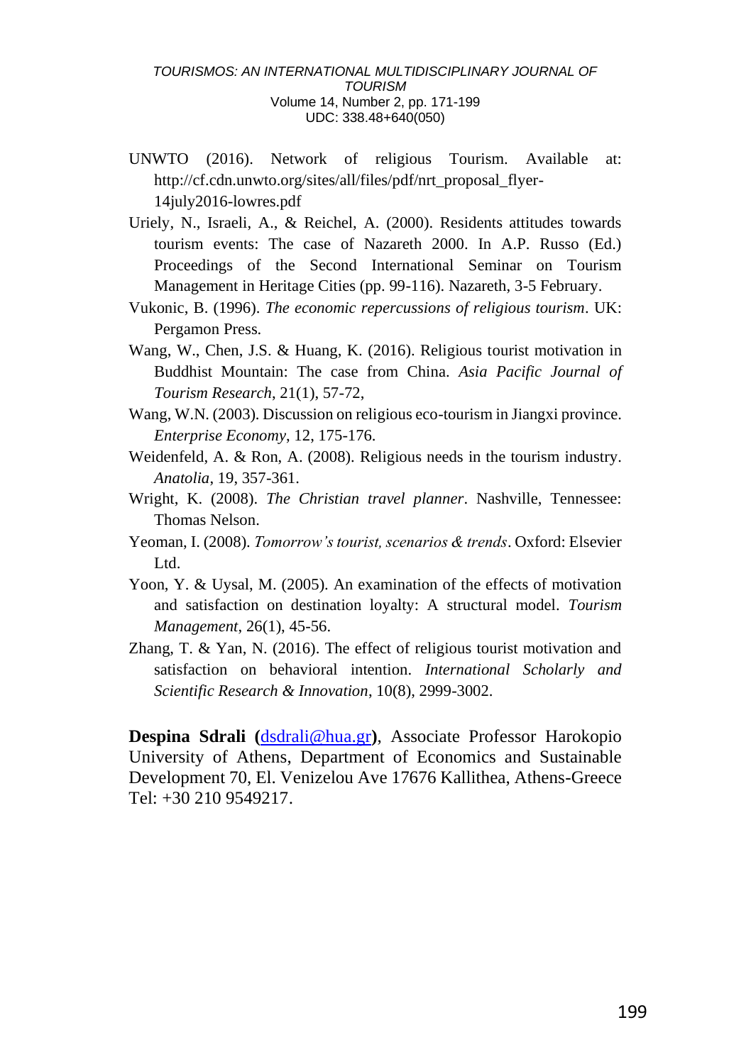UNWTO (2016). Network of religious Tourism. Available at: http://cf.cdn.unwto.org/sites/all/files/pdf/nrt_proposal_flyer-14july2016-lowres.pdf

Uriely, N., Israeli, A., & Reichel, A. (2000). Residents attitudes towards tourism events: The case of Nazareth 2000. In A.P. Russo (Ed.) Proceedings of the Second International Seminar on Tourism Management in Heritage Cities (pp. 99-116). Nazareth, 3-5 February.

Vukonic, B. (1996). *The economic repercussions of religious tourism*. UK: Pergamon Press.

Wang, W., Chen, J.S. & Huang, K. (2016). Religious tourist motivation in Buddhist Mountain: The case from China. *Asia Pacific Journal of Tourism Research*, 21(1), 57-72,

Wang, W.N. (2003). Discussion on religious eco-tourism in Jiangxi province. *Enterprise Economy*, 12, 175-176.

Weidenfeld, A. & Ron, A. (2008). Religious needs in the tourism industry. *Anatolia*, 19, 357-361.

Wright, K. (2008). *The Christian travel planner*. Nashville, Tennessee: Thomas Nelson.

Yeoman, I. (2008). *Tomorrow's tourist, scenarios & trends*. Oxford: Elsevier Ltd.

Yoon, Y. & Uysal, M. (2005). An examination of the effects of motivation and satisfaction on destination loyalty: A structural model. *Tourism Management*, 26(1), 45-56.

Zhang, T. & Yan, N. (2016). The effect of religious tourist motivation and satisfaction on behavioral intention. *International Scholarly and Scientific Research & Innovation*, 10(8), 2999-3002.

**Despina Sdrali (**dsdrali@hua.gr**)**, Associate Professor Harokopio University of Athens, Department of Economics and Sustainable Development 70, El. Venizelou Ave 17676 Kallithea, Athens-Greece Tel: +30 210 9549217.